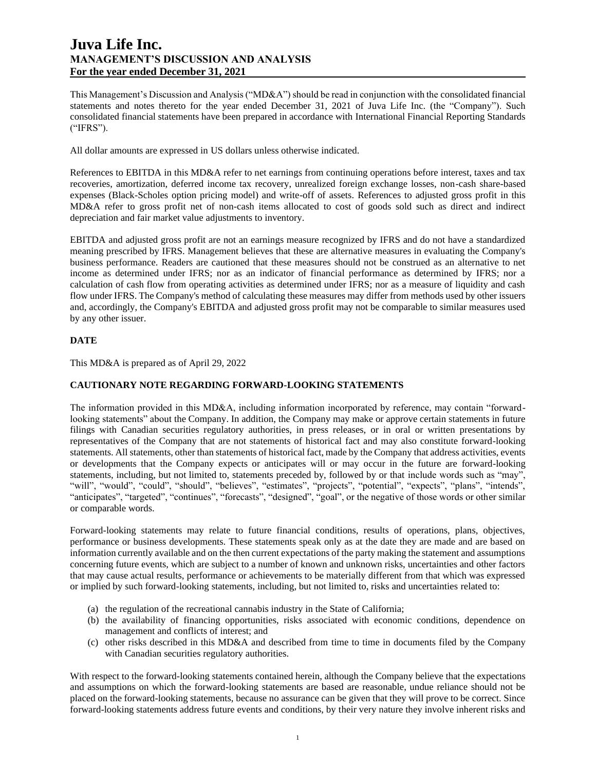# Juva Life Inc.
## MANAGEMENT'S DISCUSSION AND ANALYSIS
## For the year ended December 31, 2021

This Management's Discussion and Analysis ("MD&A") should be read in conjunction with the consolidated financial statements and notes thereto for the year ended December 31, 2021 of Juva Life Inc. (the "Company"). Such consolidated financial statements have been prepared in accordance with International Financial Reporting Standards ("IFRS").

All dollar amounts are expressed in US dollars unless otherwise indicated.

References to EBITDA in this MD&A refer to net earnings from continuing operations before interest, taxes and tax recoveries, amortization, deferred income tax recovery, unrealized foreign exchange losses, non-cash share-based expenses (Black-Scholes option pricing model) and write-off of assets. References to adjusted gross profit in this MD&A refer to gross profit net of non-cash items allocated to cost of goods sold such as direct and indirect depreciation and fair market value adjustments to inventory.

EBITDA and adjusted gross profit are not an earnings measure recognized by IFRS and do not have a standardized meaning prescribed by IFRS. Management believes that these are alternative measures in evaluating the Company's business performance. Readers are cautioned that these measures should not be construed as an alternative to net income as determined under IFRS; nor as an indicator of financial performance as determined by IFRS; nor a calculation of cash flow from operating activities as determined under IFRS; nor as a measure of liquidity and cash flow under IFRS. The Company's method of calculating these measures may differ from methods used by other issuers and, accordingly, the Company's EBITDA and adjusted gross profit may not be comparable to similar measures used by any other issuer.

### DATE

This MD&A is prepared as of April 29, 2022

### CAUTIONARY NOTE REGARDING FORWARD-LOOKING STATEMENTS

The information provided in this MD&A, including information incorporated by reference, may contain "forward-looking statements" about the Company. In addition, the Company may make or approve certain statements in future filings with Canadian securities regulatory authorities, in press releases, or in oral or written presentations by representatives of the Company that are not statements of historical fact and may also constitute forward-looking statements. All statements, other than statements of historical fact, made by the Company that address activities, events or developments that the Company expects or anticipates will or may occur in the future are forward-looking statements, including, but not limited to, statements preceded by, followed by or that include words such as "may", "will", "would", "could", "should", "believes", "estimates", "projects", "potential", "expects", "plans", "intends", "anticipates", "targeted", "continues", "forecasts", "designed", "goal", or the negative of those words or other similar or comparable words.

Forward-looking statements may relate to future financial conditions, results of operations, plans, objectives, performance or business developments. These statements speak only as at the date they are made and are based on information currently available and on the then current expectations of the party making the statement and assumptions concerning future events, which are subject to a number of known and unknown risks, uncertainties and other factors that may cause actual results, performance or achievements to be materially different from that which was expressed or implied by such forward-looking statements, including, but not limited to, risks and uncertainties related to:

(a) the regulation of the recreational cannabis industry in the State of California;
(b) the availability of financing opportunities, risks associated with economic conditions, dependence on management and conflicts of interest; and
(c) other risks described in this MD&A and described from time to time in documents filed by the Company with Canadian securities regulatory authorities.

With respect to the forward-looking statements contained herein, although the Company believe that the expectations and assumptions on which the forward-looking statements are based are reasonable, undue reliance should not be placed on the forward-looking statements, because no assurance can be given that they will prove to be correct. Since forward-looking statements address future events and conditions, by their very nature they involve inherent risks and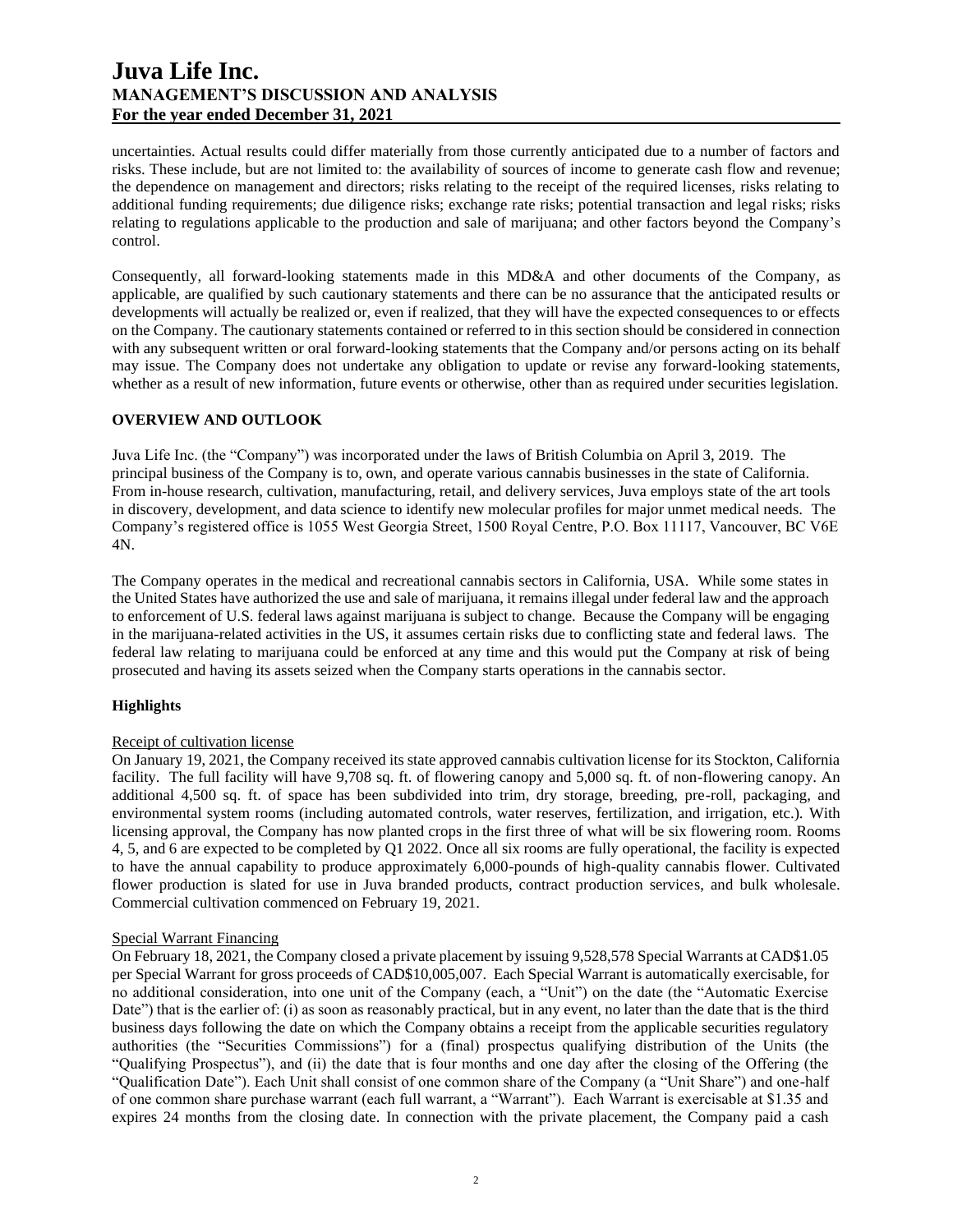uncertainties. Actual results could differ materially from those currently anticipated due to a number of factors and risks. These include, but are not limited to: the availability of sources of income to generate cash flow and revenue; the dependence on management and directors; risks relating to the receipt of the required licenses, risks relating to additional funding requirements; due diligence risks; exchange rate risks; potential transaction and legal risks; risks relating to regulations applicable to the production and sale of marijuana; and other factors beyond the Company's control.

Consequently, all forward-looking statements made in this MD&A and other documents of the Company, as applicable, are qualified by such cautionary statements and there can be no assurance that the anticipated results or developments will actually be realized or, even if realized, that they will have the expected consequences to or effects on the Company. The cautionary statements contained or referred to in this section should be considered in connection with any subsequent written or oral forward-looking statements that the Company and/or persons acting on its behalf may issue. The Company does not undertake any obligation to update or revise any forward-looking statements, whether as a result of new information, future events or otherwise, other than as required under securities legislation.

## OVERVIEW AND OUTLOOK

Juva Life Inc. (the "Company") was incorporated under the laws of British Columbia on April 3, 2019. The principal business of the Company is to, own, and operate various cannabis businesses in the state of California. From in-house research, cultivation, manufacturing, retail, and delivery services, Juva employs state of the art tools in discovery, development, and data science to identify new molecular profiles for major unmet medical needs. The Company's registered office is 1055 West Georgia Street, 1500 Royal Centre, P.O. Box 11117, Vancouver, BC V6E 4N.

The Company operates in the medical and recreational cannabis sectors in California, USA. While some states in the United States have authorized the use and sale of marijuana, it remains illegal under federal law and the approach to enforcement of U.S. federal laws against marijuana is subject to change. Because the Company will be engaging in the marijuana-related activities in the US, it assumes certain risks due to conflicting state and federal laws. The federal law relating to marijuana could be enforced at any time and this would put the Company at risk of being prosecuted and having its assets seized when the Company starts operations in the cannabis sector.

### Highlights

Receipt of cultivation license

On January 19, 2021, the Company received its state approved cannabis cultivation license for its Stockton, California facility. The full facility will have 9,708 sq. ft. of flowering canopy and 5,000 sq. ft. of non-flowering canopy. An additional 4,500 sq. ft. of space has been subdivided into trim, dry storage, breeding, pre-roll, packaging, and environmental system rooms (including automated controls, water reserves, fertilization, and irrigation, etc.). With licensing approval, the Company has now planted crops in the first three of what will be six flowering room. Rooms 4, 5, and 6 are expected to be completed by Q1 2022. Once all six rooms are fully operational, the facility is expected to have the annual capability to produce approximately 6,000-pounds of high-quality cannabis flower. Cultivated flower production is slated for use in Juva branded products, contract production services, and bulk wholesale. Commercial cultivation commenced on February 19, 2021.

Special Warrant Financing

On February 18, 2021, the Company closed a private placement by issuing 9,528,578 Special Warrants at CAD$1.05 per Special Warrant for gross proceeds of CAD$10,005,007. Each Special Warrant is automatically exercisable, for no additional consideration, into one unit of the Company (each, a "Unit") on the date (the "Automatic Exercise Date") that is the earlier of: (i) as soon as reasonably practical, but in any event, no later than the date that is the third business days following the date on which the Company obtains a receipt from the applicable securities regulatory authorities (the "Securities Commissions") for a (final) prospectus qualifying distribution of the Units (the "Qualifying Prospectus"), and (ii) the date that is four months and one day after the closing of the Offering (the "Qualification Date"). Each Unit shall consist of one common share of the Company (a "Unit Share") and one-half of one common share purchase warrant (each full warrant, a "Warrant"). Each Warrant is exercisable at $1.35 and expires 24 months from the closing date. In connection with the private placement, the Company paid a cash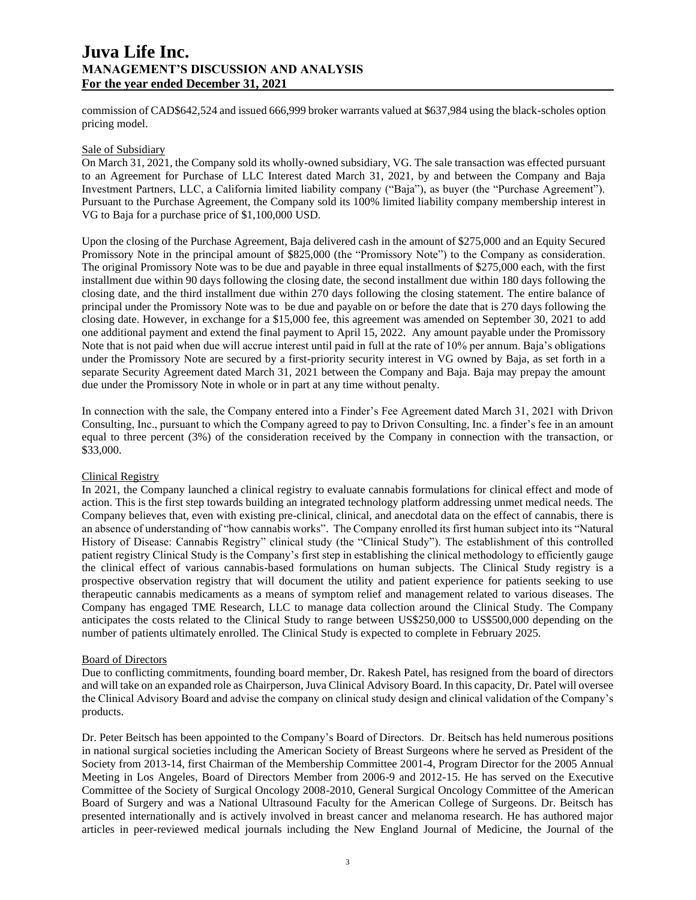commission of CAD$642,524 and issued 666,999 broker warrants valued at $637,984 using the black-scholes option pricing model.

### Sale of Subsidiary

On March 31, 2021, the Company sold its wholly-owned subsidiary, VG. The sale transaction was effected pursuant to an Agreement for Purchase of LLC Interest dated March 31, 2021, by and between the Company and Baja Investment Partners, LLC, a California limited liability company ("Baja"), as buyer (the "Purchase Agreement"). Pursuant to the Purchase Agreement, the Company sold its 100% limited liability company membership interest in VG to Baja for a purchase price of $1,100,000 USD.

Upon the closing of the Purchase Agreement, Baja delivered cash in the amount of $275,000 and an Equity Secured Promissory Note in the principal amount of $825,000 (the "Promissory Note") to the Company as consideration. The original Promissory Note was to be due and payable in three equal installments of $275,000 each, with the first installment due within 90 days following the closing date, the second installment due within 180 days following the closing date, and the third installment due within 270 days following the closing statement. The entire balance of principal under the Promissory Note was to be due and payable on or before the date that is 270 days following the closing date. However, in exchange for a $15,000 fee, this agreement was amended on September 30, 2021 to add one additional payment and extend the final payment to April 15, 2022. Any amount payable under the Promissory Note that is not paid when due will accrue interest until paid in full at the rate of 10% per annum. Baja's obligations under the Promissory Note are secured by a first-priority security interest in VG owned by Baja, as set forth in a separate Security Agreement dated March 31, 2021 between the Company and Baja. Baja may prepay the amount due under the Promissory Note in whole or in part at any time without penalty.

In connection with the sale, the Company entered into a Finder's Fee Agreement dated March 31, 2021 with Drivon Consulting, Inc., pursuant to which the Company agreed to pay to Drivon Consulting, Inc. a finder's fee in an amount equal to three percent (3%) of the consideration received by the Company in connection with the transaction, or $33,000.

### Clinical Registry

In 2021, the Company launched a clinical registry to evaluate cannabis formulations for clinical effect and mode of action. This is the first step towards building an integrated technology platform addressing unmet medical needs. The Company believes that, even with existing pre-clinical, clinical, and anecdotal data on the effect of cannabis, there is an absence of understanding of "how cannabis works". The Company enrolled its first human subject into its "Natural History of Disease: Cannabis Registry" clinical study (the "Clinical Study"). The establishment of this controlled patient registry Clinical Study is the Company's first step in establishing the clinical methodology to efficiently gauge the clinical effect of various cannabis-based formulations on human subjects. The Clinical Study registry is a prospective observation registry that will document the utility and patient experience for patients seeking to use therapeutic cannabis medicaments as a means of symptom relief and management related to various diseases. The Company has engaged TME Research, LLC to manage data collection around the Clinical Study. The Company anticipates the costs related to the Clinical Study to range between US$250,000 to US$500,000 depending on the number of patients ultimately enrolled. The Clinical Study is expected to complete in February 2025.

### Board of Directors

Due to conflicting commitments, founding board member, Dr. Rakesh Patel, has resigned from the board of directors and will take on an expanded role as Chairperson, Juva Clinical Advisory Board. In this capacity, Dr. Patel will oversee the Clinical Advisory Board and advise the company on clinical study design and clinical validation of the Company's products.

Dr. Peter Beitsch has been appointed to the Company's Board of Directors. Dr. Beitsch has held numerous positions in national surgical societies including the American Society of Breast Surgeons where he served as President of the Society from 2013-14, first Chairman of the Membership Committee 2001-4, Program Director for the 2005 Annual Meeting in Los Angeles, Board of Directors Member from 2006-9 and 2012-15. He has served on the Executive Committee of the Society of Surgical Oncology 2008-2010, General Surgical Oncology Committee of the American Board of Surgery and was a National Ultrasound Faculty for the American College of Surgeons. Dr. Beitsch has presented internationally and is actively involved in breast cancer and melanoma research. He has authored major articles in peer-reviewed medical journals including the New England Journal of Medicine, the Journal of the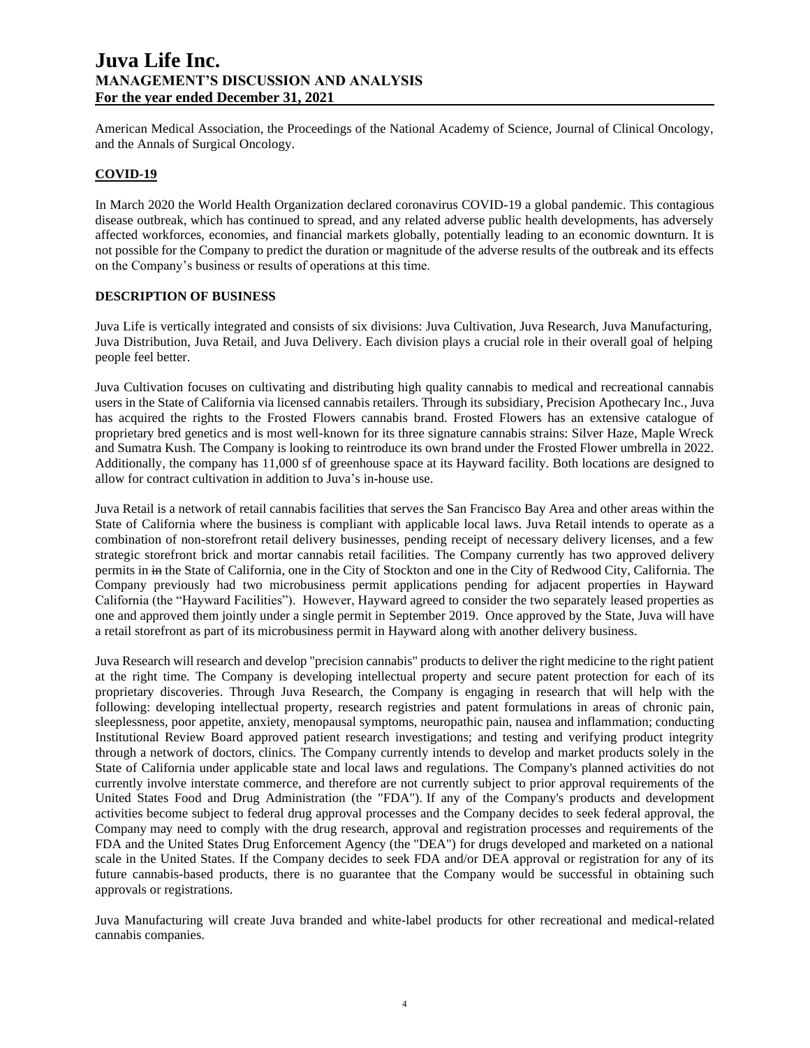American Medical Association, the Proceedings of the National Academy of Science, Journal of Clinical Oncology, and the Annals of Surgical Oncology.

## COVID-19

In March 2020 the World Health Organization declared coronavirus COVID-19 a global pandemic. This contagious disease outbreak, which has continued to spread, and any related adverse public health developments, has adversely affected workforces, economies, and financial markets globally, potentially leading to an economic downturn. It is not possible for the Company to predict the duration or magnitude of the adverse results of the outbreak and its effects on the Company's business or results of operations at this time.

## DESCRIPTION OF BUSINESS

Juva Life is vertically integrated and consists of six divisions: Juva Cultivation, Juva Research, Juva Manufacturing, Juva Distribution, Juva Retail, and Juva Delivery. Each division plays a crucial role in their overall goal of helping people feel better.

Juva Cultivation focuses on cultivating and distributing high quality cannabis to medical and recreational cannabis users in the State of California via licensed cannabis retailers. Through its subsidiary, Precision Apothecary Inc., Juva has acquired the rights to the Frosted Flowers cannabis brand. Frosted Flowers has an extensive catalogue of proprietary bred genetics and is most well-known for its three signature cannabis strains: Silver Haze, Maple Wreck and Sumatra Kush. The Company is looking to reintroduce its own brand under the Frosted Flower umbrella in 2022. Additionally, the company has 11,000 sf of greenhouse space at its Hayward facility. Both locations are designed to allow for contract cultivation in addition to Juva's in-house use.

Juva Retail is a network of retail cannabis facilities that serves the San Francisco Bay Area and other areas within the State of California where the business is compliant with applicable local laws. Juva Retail intends to operate as a combination of non-storefront retail delivery businesses, pending receipt of necessary delivery licenses, and a few strategic storefront brick and mortar cannabis retail facilities. The Company currently has two approved delivery permits in ~~in~~ the State of California, one in the City of Stockton and one in the City of Redwood City, California. The Company previously had two microbusiness permit applications pending for adjacent properties in Hayward California (the "Hayward Facilities"). However, Hayward agreed to consider the two separately leased properties as one and approved them jointly under a single permit in September 2019. Once approved by the State, Juva will have a retail storefront as part of its microbusiness permit in Hayward along with another delivery business.

Juva Research will research and develop "precision cannabis" products to deliver the right medicine to the right patient at the right time. The Company is developing intellectual property and secure patent protection for each of its proprietary discoveries. Through Juva Research, the Company is engaging in research that will help with the following: developing intellectual property, research registries and patent formulations in areas of chronic pain, sleeplessness, poor appetite, anxiety, menopausal symptoms, neuropathic pain, nausea and inflammation; conducting Institutional Review Board approved patient research investigations; and testing and verifying product integrity through a network of doctors, clinics. The Company currently intends to develop and market products solely in the State of California under applicable state and local laws and regulations. The Company's planned activities do not currently involve interstate commerce, and therefore are not currently subject to prior approval requirements of the United States Food and Drug Administration (the "FDA"). If any of the Company's products and development activities become subject to federal drug approval processes and the Company decides to seek federal approval, the Company may need to comply with the drug research, approval and registration processes and requirements of the FDA and the United States Drug Enforcement Agency (the "DEA") for drugs developed and marketed on a national scale in the United States. If the Company decides to seek FDA and/or DEA approval or registration for any of its future cannabis-based products, there is no guarantee that the Company would be successful in obtaining such approvals or registrations.

Juva Manufacturing will create Juva branded and white-label products for other recreational and medical-related cannabis companies.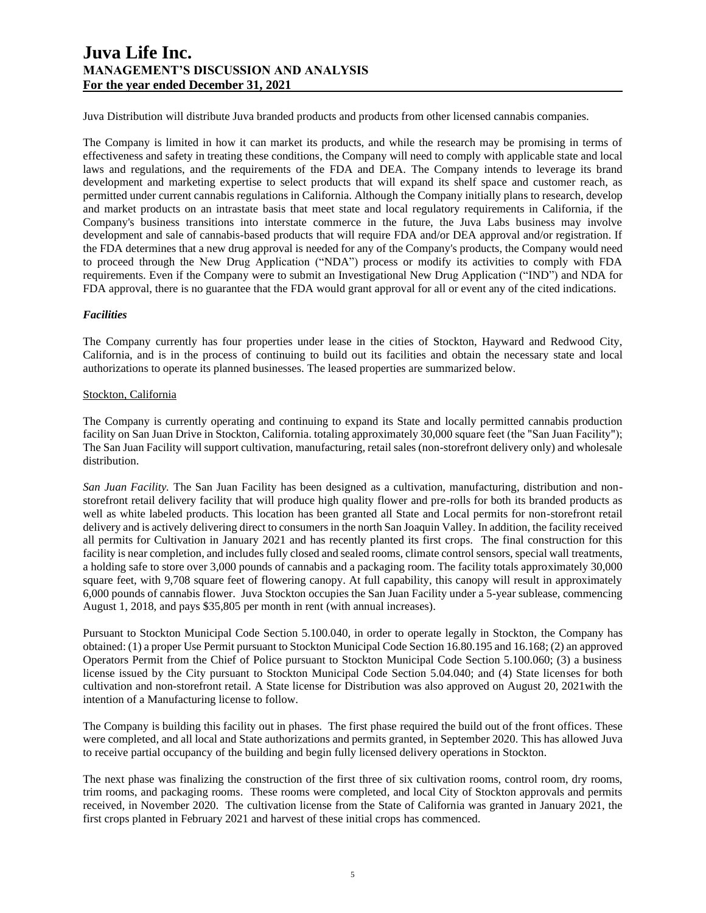Juva Distribution will distribute Juva branded products and products from other licensed cannabis companies.

The Company is limited in how it can market its products, and while the research may be promising in terms of effectiveness and safety in treating these conditions, the Company will need to comply with applicable state and local laws and regulations, and the requirements of the FDA and DEA. The Company intends to leverage its brand development and marketing expertise to select products that will expand its shelf space and customer reach, as permitted under current cannabis regulations in California. Although the Company initially plans to research, develop and market products on an intrastate basis that meet state and local regulatory requirements in California, if the Company's business transitions into interstate commerce in the future, the Juva Labs business may involve development and sale of cannabis-based products that will require FDA and/or DEA approval and/or registration. If the FDA determines that a new drug approval is needed for any of the Company's products, the Company would need to proceed through the New Drug Application ("NDA") process or modify its activities to comply with FDA requirements. Even if the Company were to submit an Investigational New Drug Application ("IND") and NDA for FDA approval, there is no guarantee that the FDA would grant approval for all or event any of the cited indications.

### *Facilities*

The Company currently has four properties under lease in the cities of Stockton, Hayward and Redwood City, California, and is in the process of continuing to build out its facilities and obtain the necessary state and local authorizations to operate its planned businesses. The leased properties are summarized below.

#### Stockton, California

The Company is currently operating and continuing to expand its State and locally permitted cannabis production facility on San Juan Drive in Stockton, California. totaling approximately 30,000 square feet (the "San Juan Facility"); The San Juan Facility will support cultivation, manufacturing, retail sales (non-storefront delivery only) and wholesale distribution.

*San Juan Facility.* The San Juan Facility has been designed as a cultivation, manufacturing, distribution and non-storefront retail delivery facility that will produce high quality flower and pre-rolls for both its branded products as well as white labeled products. This location has been granted all State and Local permits for non-storefront retail delivery and is actively delivering direct to consumers in the north San Joaquin Valley. In addition, the facility received all permits for Cultivation in January 2021 and has recently planted its first crops. The final construction for this facility is near completion, and includes fully closed and sealed rooms, climate control sensors, special wall treatments, a holding safe to store over 3,000 pounds of cannabis and a packaging room. The facility totals approximately 30,000 square feet, with 9,708 square feet of flowering canopy. At full capability, this canopy will result in approximately 6,000 pounds of cannabis flower. Juva Stockton occupies the San Juan Facility under a 5-year sublease, commencing August 1, 2018, and pays $35,805 per month in rent (with annual increases).

Pursuant to Stockton Municipal Code Section 5.100.040, in order to operate legally in Stockton, the Company has obtained: (1) a proper Use Permit pursuant to Stockton Municipal Code Section 16.80.195 and 16.168; (2) an approved Operators Permit from the Chief of Police pursuant to Stockton Municipal Code Section 5.100.060; (3) a business license issued by the City pursuant to Stockton Municipal Code Section 5.04.040; and (4) State licenses for both cultivation and non-storefront retail. A State license for Distribution was also approved on August 20, 2021with the intention of a Manufacturing license to follow.

The Company is building this facility out in phases. The first phase required the build out of the front offices. These were completed, and all local and State authorizations and permits granted, in September 2020. This has allowed Juva to receive partial occupancy of the building and begin fully licensed delivery operations in Stockton.

The next phase was finalizing the construction of the first three of six cultivation rooms, control room, dry rooms, trim rooms, and packaging rooms. These rooms were completed, and local City of Stockton approvals and permits received, in November 2020. The cultivation license from the State of California was granted in January 2021, the first crops planted in February 2021 and harvest of these initial crops has commenced.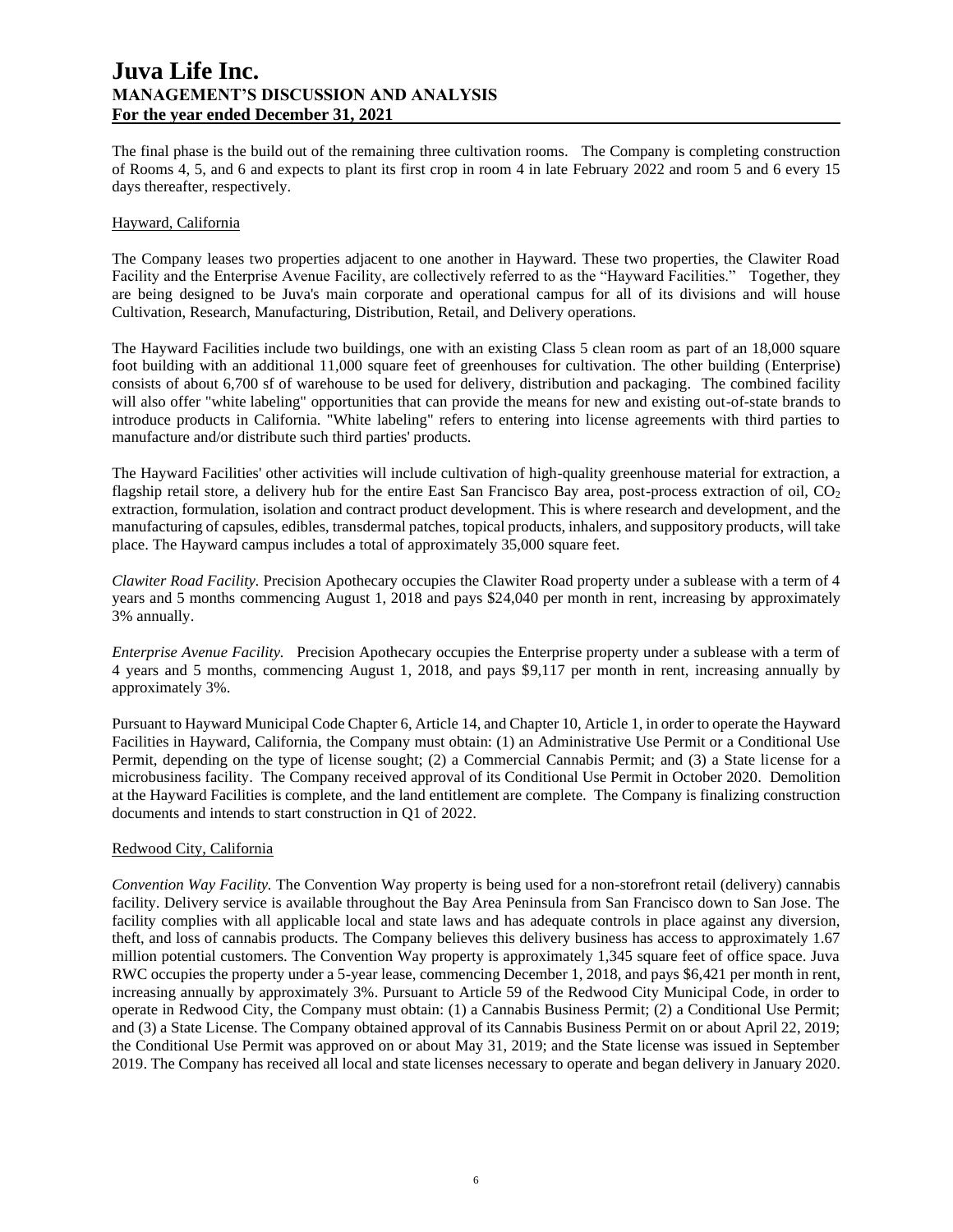The final phase is the build out of the remaining three cultivation rooms. The Company is completing construction of Rooms 4, 5, and 6 and expects to plant its first crop in room 4 in late February 2022 and room 5 and 6 every 15 days thereafter, respectively.

### Hayward, California

The Company leases two properties adjacent to one another in Hayward. These two properties, the Clawiter Road Facility and the Enterprise Avenue Facility, are collectively referred to as the "Hayward Facilities." Together, they are being designed to be Juva's main corporate and operational campus for all of its divisions and will house Cultivation, Research, Manufacturing, Distribution, Retail, and Delivery operations.

The Hayward Facilities include two buildings, one with an existing Class 5 clean room as part of an 18,000 square foot building with an additional 11,000 square feet of greenhouses for cultivation. The other building (Enterprise) consists of about 6,700 sf of warehouse to be used for delivery, distribution and packaging. The combined facility will also offer "white labeling" opportunities that can provide the means for new and existing out-of-state brands to introduce products in California. "White labeling" refers to entering into license agreements with third parties to manufacture and/or distribute such third parties' products.

The Hayward Facilities' other activities will include cultivation of high-quality greenhouse material for extraction, a flagship retail store, a delivery hub for the entire East San Francisco Bay area, post-process extraction of oil, $CO_2$ extraction, formulation, isolation and contract product development. This is where research and development, and the manufacturing of capsules, edibles, transdermal patches, topical products, inhalers, and suppository products, will take place. The Hayward campus includes a total of approximately 35,000 square feet.

*Clawiter Road Facility.* Precision Apothecary occupies the Clawiter Road property under a sublease with a term of 4 years and 5 months commencing August 1, 2018 and pays $24,040 per month in rent, increasing by approximately 3% annually.

*Enterprise Avenue Facility.* Precision Apothecary occupies the Enterprise property under a sublease with a term of 4 years and 5 months, commencing August 1, 2018, and pays $9,117 per month in rent, increasing annually by approximately 3%.

Pursuant to Hayward Municipal Code Chapter 6, Article 14, and Chapter 10, Article 1, in order to operate the Hayward Facilities in Hayward, California, the Company must obtain: (1) an Administrative Use Permit or a Conditional Use Permit, depending on the type of license sought; (2) a Commercial Cannabis Permit; and (3) a State license for a microbusiness facility. The Company received approval of its Conditional Use Permit in October 2020. Demolition at the Hayward Facilities is complete, and the land entitlement are complete. The Company is finalizing construction documents and intends to start construction in Q1 of 2022.

### Redwood City, California

*Convention Way Facility.* The Convention Way property is being used for a non-storefront retail (delivery) cannabis facility. Delivery service is available throughout the Bay Area Peninsula from San Francisco down to San Jose. The facility complies with all applicable local and state laws and has adequate controls in place against any diversion, theft, and loss of cannabis products. The Company believes this delivery business has access to approximately 1.67 million potential customers. The Convention Way property is approximately 1,345 square feet of office space. Juva RWC occupies the property under a 5-year lease, commencing December 1, 2018, and pays $6,421 per month in rent, increasing annually by approximately 3%. Pursuant to Article 59 of the Redwood City Municipal Code, in order to operate in Redwood City, the Company must obtain: (1) a Cannabis Business Permit; (2) a Conditional Use Permit; and (3) a State License. The Company obtained approval of its Cannabis Business Permit on or about April 22, 2019; the Conditional Use Permit was approved on or about May 31, 2019; and the State license was issued in September 2019. The Company has received all local and state licenses necessary to operate and began delivery in January 2020.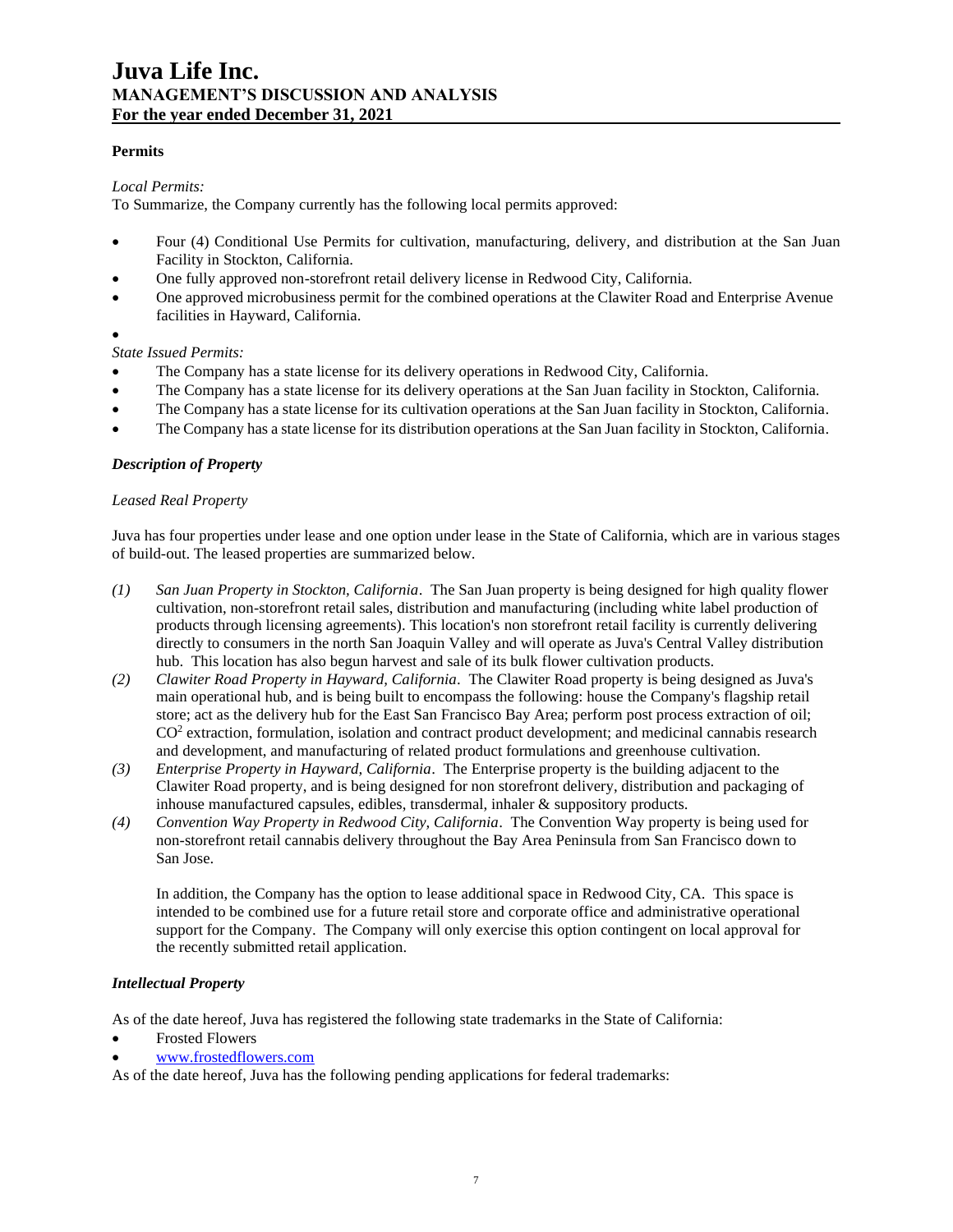**Permits**

*Local Permits:*
To Summarize, the Company currently has the following local permits approved:

- Four (4) Conditional Use Permits for cultivation, manufacturing, delivery, and distribution at the San Juan Facility in Stockton, California.
- One fully approved non-storefront retail delivery license in Redwood City, California.
- One approved microbusiness permit for the combined operations at the Clawiter Road and Enterprise Avenue facilities in Hayward, California.

*State Issued Permits:*
- The Company has a state license for its delivery operations in Redwood City, California.
- The Company has a state license for its delivery operations at the San Juan facility in Stockton, California.
- The Company has a state license for its cultivation operations at the San Juan facility in Stockton, California.
- The Company has a state license for its distribution operations at the San Juan facility in Stockton, California.

***Description of Property***

*Leased Real Property*

Juva has four properties under lease and one option under lease in the State of California, which are in various stages of build-out. The leased properties are summarized below.

*(1)* *San Juan Property in Stockton, California*. The San Juan property is being designed for high quality flower cultivation, non-storefront retail sales, distribution and manufacturing (including white label production of products through licensing agreements). This location's non storefront retail facility is currently delivering directly to consumers in the north San Joaquin Valley and will operate as Juva's Central Valley distribution hub. This location has also begun harvest and sale of its bulk flower cultivation products.

*(2)* *Clawiter Road Property in Hayward, California*. The Clawiter Road property is being designed as Juva's main operational hub, and is being built to encompass the following: house the Company's flagship retail store; act as the delivery hub for the East San Francisco Bay Area; perform post process extraction of oil; $CO^2$ extraction, formulation, isolation and contract product development; and medicinal cannabis research and development, and manufacturing of related product formulations and greenhouse cultivation.

*(3)* *Enterprise Property in Hayward, California*. The Enterprise property is the building adjacent to the Clawiter Road property, and is being designed for non storefront delivery, distribution and packaging of inhouse manufactured capsules, edibles, transdermal, inhaler & suppository products.

*(4)* *Convention Way Property in Redwood City, California*. The Convention Way property is being used for non-storefront retail cannabis delivery throughout the Bay Area Peninsula from San Francisco down to San Jose.

In addition, the Company has the option to lease additional space in Redwood City, CA. This space is intended to be combined use for a future retail store and corporate office and administrative operational support for the Company. The Company will only exercise this option contingent on local approval for the recently submitted retail application.

***Intellectual Property***

As of the date hereof, Juva has registered the following state trademarks in the State of California:

- Frosted Flowers
- www.frostedflowers.com

As of the date hereof, Juva has the following pending applications for federal trademarks: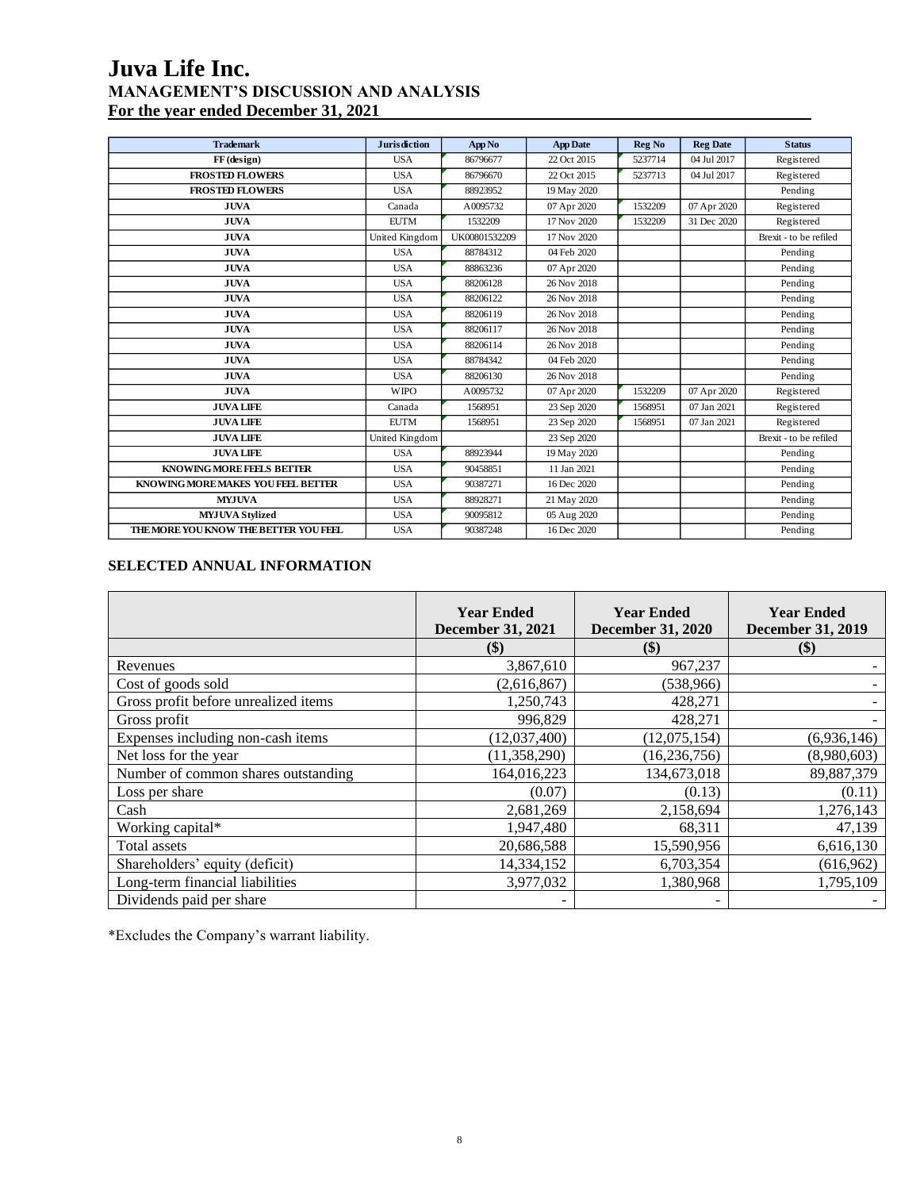| Trademark | Jurisdiction | App No | App Date | Reg No | Reg Date | Status |
|---|---|---|---|---|---|---|
| FF (design) | USA | 86796677 | 22 Oct 2015 | 5237714 | 04 Jul 2017 | Registered |
| FROSTED FLOWERS | USA | 86796670 | 22 Oct 2015 | 5237713 | 04 Jul 2017 | Registered |
| FROSTED FLOWERS | USA | 88923952 | 19 May 2020 | | | Pending |
| JUVA | Canada | A0095732 | 07 Apr 2020 | 1532209 | 07 Apr 2020 | Registered |
| JUVA | EUTM | 1532209 | 17 Nov 2020 | 1532209 | 31 Dec 2020 | Registered |
| JUVA | United Kingdom | UK00801532209 | 17 Nov 2020 | | | Brexit - to be refiled |
| JUVA | USA | 88784312 | 04 Feb 2020 | | | Pending |
| JUVA | USA | 88863236 | 07 Apr 2020 | | | Pending |
| JUVA | USA | 88206128 | 26 Nov 2018 | | | Pending |
| JUVA | USA | 88206122 | 26 Nov 2018 | | | Pending |
| JUVA | USA | 88206119 | 26 Nov 2018 | | | Pending |
| JUVA | USA | 88206117 | 26 Nov 2018 | | | Pending |
| JUVA | USA | 88206114 | 26 Nov 2018 | | | Pending |
| JUVA | USA | 88784342 | 04 Feb 2020 | | | Pending |
| JUVA | USA | 88206130 | 26 Nov 2018 | | | Pending |
| JUVA | WIPO | A0095732 | 07 Apr 2020 | 1532209 | 07 Apr 2020 | Registered |
| JUVA LIFE | Canada | 1568951 | 23 Sep 2020 | 1568951 | 07 Jan 2021 | Registered |
| JUVA LIFE | EUTM | 1568951 | 23 Sep 2020 | 1568951 | 07 Jan 2021 | Registered |
| JUVA LIFE | United Kingdom | | 23 Sep 2020 | | | Brexit - to be refiled |
| JUVA LIFE | USA | 88923944 | 19 May 2020 | | | Pending |
| KNOWING MORE FEELS BETTER | USA | 90458851 | 11 Jan 2021 | | | Pending |
| KNOWING MORE MAKES YOU FEEL BETTER | USA | 90387271 | 16 Dec 2020 | | | Pending |
| MYJUVA | USA | 88928271 | 21 May 2020 | | | Pending |
| MYJUVA Stylized | USA | 90095812 | 05 Aug 2020 | | | Pending |
| THE MORE YOU KNOW THE BETTER YOU FEEL | USA | 90387248 | 16 Dec 2020 | | | Pending |

## SELECTED ANNUAL INFORMATION

| | Year Ended December 31, 2021 | Year Ended December 31, 2020 | Year Ended December 31, 2019 |
|---|---|---|---|
| | ($) | ($) | ($) |
| Revenues | 3,867,610 | 967,237 | - |
| Cost of goods sold | (2,616,867) | (538,966) | - |
| Gross profit before unrealized items | 1,250,743 | 428,271 | - |
| Gross profit | 996,829 | 428,271 | - |
| Expenses including non-cash items | (12,037,400) | (12,075,154) | (6,936,146) |
| Net loss for the year | (11,358,290) | (16,236,756) | (8,980,603) |
| Number of common shares outstanding | 164,016,223 | 134,673,018 | 89,887,379 |
| Loss per share | (0.07) | (0.13) | (0.11) |
| Cash | 2,681,269 | 2,158,694 | 1,276,143 |
| Working capital* | 1,947,480 | 68,311 | 47,139 |
| Total assets | 20,686,588 | 15,590,956 | 6,616,130 |
| Shareholders' equity (deficit) | 14,334,152 | 6,703,354 | (616,962) |
| Long-term financial liabilities | 3,977,032 | 1,380,968 | 1,795,109 |
| Dividends paid per share | - | - | - |

*Excludes the Company's warrant liability.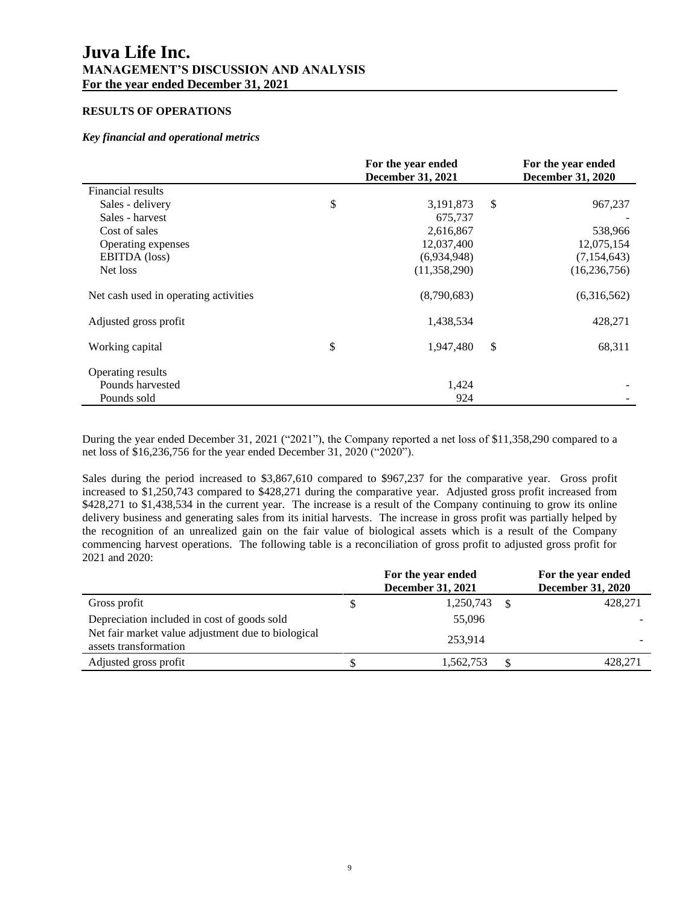# Juva Life Inc.
## MANAGEMENT'S DISCUSSION AND ANALYSIS
## For the year ended December 31, 2021

### RESULTS OF OPERATIONS

*Key financial and operational metrics*

| | For the year ended December 31, 2021 | For the year ended December 31, 2020 |
|---|---|---|
| Financial results | | |
| Sales - delivery | $ 3,191,873 | $ 967,237 |
| Sales - harvest | 675,737 | - |
| Cost of sales | 2,616,867 | 538,966 |
| Operating expenses | 12,037,400 | 12,075,154 |
| EBITDA (loss) | (6,934,948) | (7,154,643) |
| Net loss | (11,358,290) | (16,236,756) |
| Net cash used in operating activities | (8,790,683) | (6,316,562) |
| Adjusted gross profit | 1,438,534 | 428,271 |
| Working capital | $ 1,947,480 | $ 68,311 |
| Operating results | | |
| Pounds harvested | 1,424 | - |
| Pounds sold | 924 | - |

During the year ended December 31, 2021 ("2021"), the Company reported a net loss of $11,358,290 compared to a net loss of $16,236,756 for the year ended December 31, 2020 ("2020").

Sales during the period increased to $3,867,610 compared to $967,237 for the comparative year. Gross profit increased to $1,250,743 compared to $428,271 during the comparative year. Adjusted gross profit increased from $428,271 to $1,438,534 in the current year. The increase is a result of the Company continuing to grow its online delivery business and generating sales from its initial harvests. The increase in gross profit was partially helped by the recognition of an unrealized gain on the fair value of biological assets which is a result of the Company commencing harvest operations. The following table is a reconciliation of gross profit to adjusted gross profit for 2021 and 2020:

| | For the year ended December 31, 2021 | For the year ended December 31, 2020 |
|---|---|---|
| Gross profit | $ 1,250,743 | $ 428,271 |
| Depreciation included in cost of goods sold | 55,096 | - |
| Net fair market value adjustment due to biological assets transformation | 253,914 | - |
| Adjusted gross profit | $ 1,562,753 | $ 428,271 |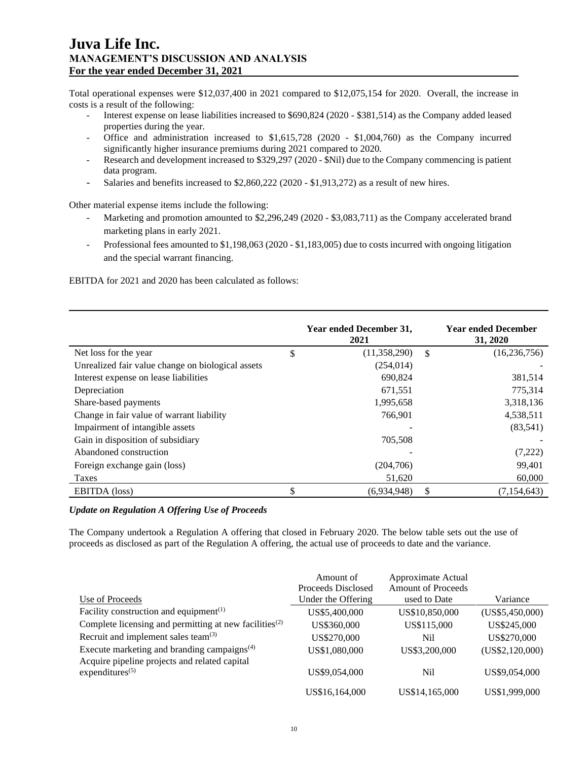# Juva Life Inc.
## MANAGEMENT'S DISCUSSION AND ANALYSIS
## For the year ended December 31, 2021

Total operational expenses were $12,037,400 in 2021 compared to $12,075,154 for 2020. Overall, the increase in costs is a result of the following:

- Interest expense on lease liabilities increased to $690,824 (2020 - $381,514) as the Company added leased properties during the year.
- Office and administration increased to $1,615,728 (2020 - $1,004,760) as the Company incurred significantly higher insurance premiums during 2021 compared to 2020.
- Research and development increased to $329,297 (2020 - $Nil) due to the Company commencing is patient data program.
- Salaries and benefits increased to $2,860,222 (2020 - $1,913,272) as a result of new hires.

Other material expense items include the following:

- Marketing and promotion amounted to $2,296,249 (2020 - $3,083,711) as the Company accelerated brand marketing plans in early 2021.
- Professional fees amounted to $1,198,063 (2020 - $1,183,005) due to costs incurred with ongoing litigation and the special warrant financing.

EBITDA for 2021 and 2020 has been calculated as follows:

| | Year ended December 31, 2021 | Year ended December 31, 2020 |
|---|---|---|
| Net loss for the year | $ (11,358,290) | $ (16,236,756) |
| Unrealized fair value change on biological assets | (254,014) | - |
| Interest expense on lease liabilities | 690,824 | 381,514 |
| Depreciation | 671,551 | 775,314 |
| Share-based payments | 1,995,658 | 3,318,136 |
| Change in fair value of warrant liability | 766,901 | 4,538,511 |
| Impairment of intangible assets | - | (83,541) |
| Gain in disposition of subsidiary | 705,508 | - |
| Abandoned construction | - | (7,222) |
| Foreign exchange gain (loss) | (204,706) | 99,401 |
| Taxes | 51,620 | 60,000 |
| EBITDA (loss) | $ (6,934,948) | $ (7,154,643) |

### *Update on Regulation A Offering Use of Proceeds*

The Company undertook a Regulation A offering that closed in February 2020. The below table sets out the use of proceeds as disclosed as part of the Regulation A offering, the actual use of proceeds to date and the variance.

| Use of Proceeds | Amount of Proceeds Disclosed Under the Offering | Approximate Actual Amount of Proceeds used to Date | Variance |
|---|---|---|---|
| Facility construction and equipment[(1)] | US$5,400,000 | US$10,850,000 | (US$5,450,000) |
| Complete licensing and permitting at new facilities[(2)] | US$360,000 | US$115,000 | US$245,000 |
| Recruit and implement sales team[(3)] | US$270,000 | Nil | US$270,000 |
| Execute marketing and branding campaigns[(4)] | US$1,080,000 | US$3,200,000 | (US$2,120,000) |
| Acquire pipeline projects and related capital expenditures[(5)] | US$9,054,000 | Nil | US$9,054,000 |
| | US$16,164,000 | US$14,165,000 | US$1,999,000 |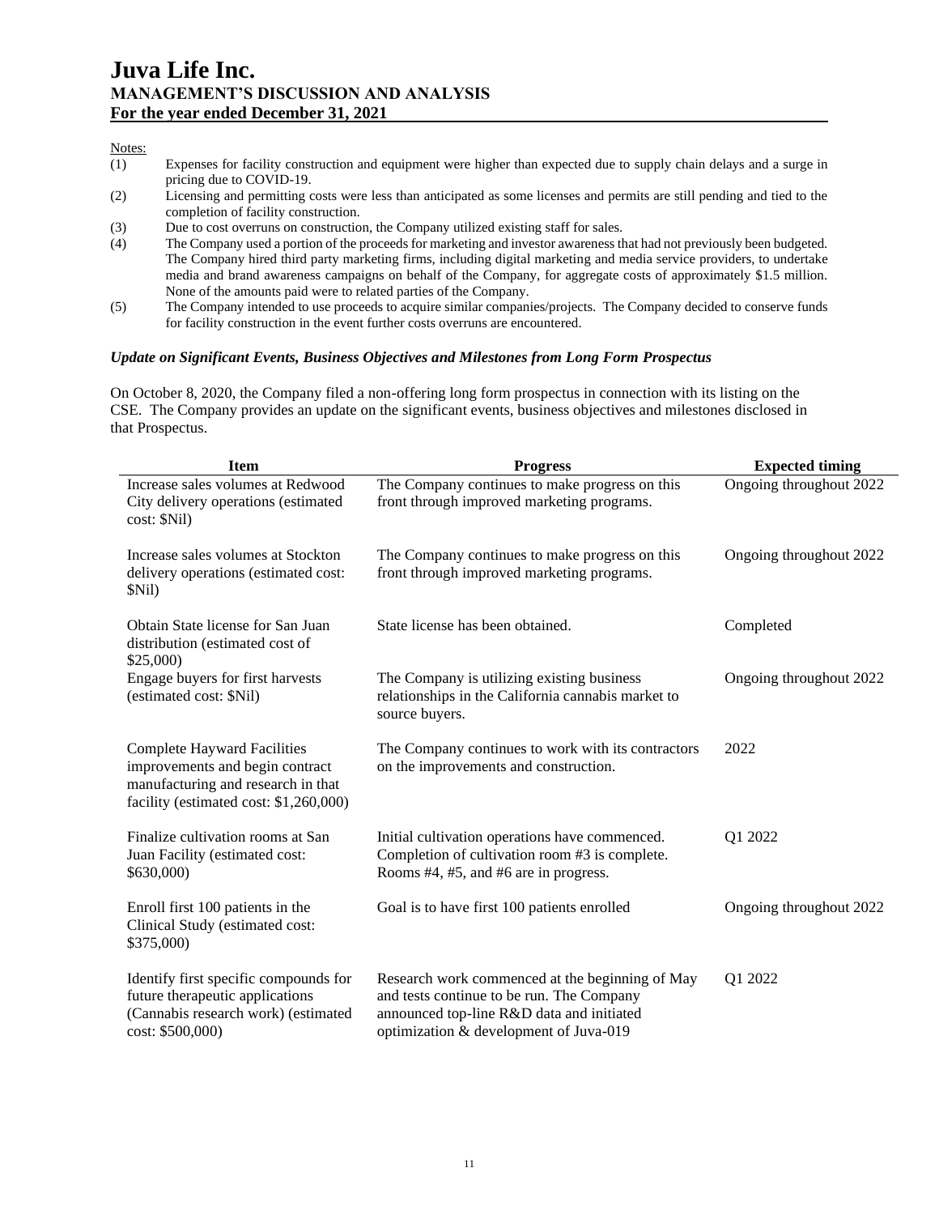Notes:

(1) Expenses for facility construction and equipment were higher than expected due to supply chain delays and a surge in pricing due to COVID-19.
(2) Licensing and permitting costs were less than anticipated as some licenses and permits are still pending and tied to the completion of facility construction.
(3) Due to cost overruns on construction, the Company utilized existing staff for sales.
(4) The Company used a portion of the proceeds for marketing and investor awareness that had not previously been budgeted. The Company hired third party marketing firms, including digital marketing and media service providers, to undertake media and brand awareness campaigns on behalf of the Company, for aggregate costs of approximately $1.5 million. None of the amounts paid were to related parties of the Company.
(5) The Company intended to use proceeds to acquire similar companies/projects. The Company decided to conserve funds for facility construction in the event further costs overruns are encountered.

### *Update on Significant Events, Business Objectives and Milestones from Long Form Prospectus*

On October 8, 2020, the Company filed a non-offering long form prospectus in connection with its listing on the CSE. The Company provides an update on the significant events, business objectives and milestones disclosed in that Prospectus.

| Item | Progress | Expected timing |
|---|---|---|
| Increase sales volumes at Redwood City delivery operations (estimated cost: $Nil) | The Company continues to make progress on this front through improved marketing programs. | Ongoing throughout 2022 |
| Increase sales volumes at Stockton delivery operations (estimated cost: $Nil) | The Company continues to make progress on this front through improved marketing programs. | Ongoing throughout 2022 |
| Obtain State license for San Juan distribution (estimated cost of $25,000) | State license has been obtained. | Completed |
| Engage buyers for first harvests (estimated cost: $Nil) | The Company is utilizing existing business relationships in the California cannabis market to source buyers. | Ongoing throughout 2022 |
| Complete Hayward Facilities improvements and begin contract manufacturing and research in that facility (estimated cost: $1,260,000) | The Company continues to work with its contractors on the improvements and construction. | 2022 |
| Finalize cultivation rooms at San Juan Facility (estimated cost: $630,000) | Initial cultivation operations have commenced. Completion of cultivation room #3 is complete. Rooms #4, #5, and #6 are in progress. | Q1 2022 |
| Enroll first 100 patients in the Clinical Study (estimated cost: $375,000) | Goal is to have first 100 patients enrolled | Ongoing throughout 2022 |
| Identify first specific compounds for future therapeutic applications (Cannabis research work) (estimated cost: $500,000) | Research work commenced at the beginning of May and tests continue to be run. The Company announced top-line R&D data and initiated optimization & development of Juva-019 | Q1 2022 |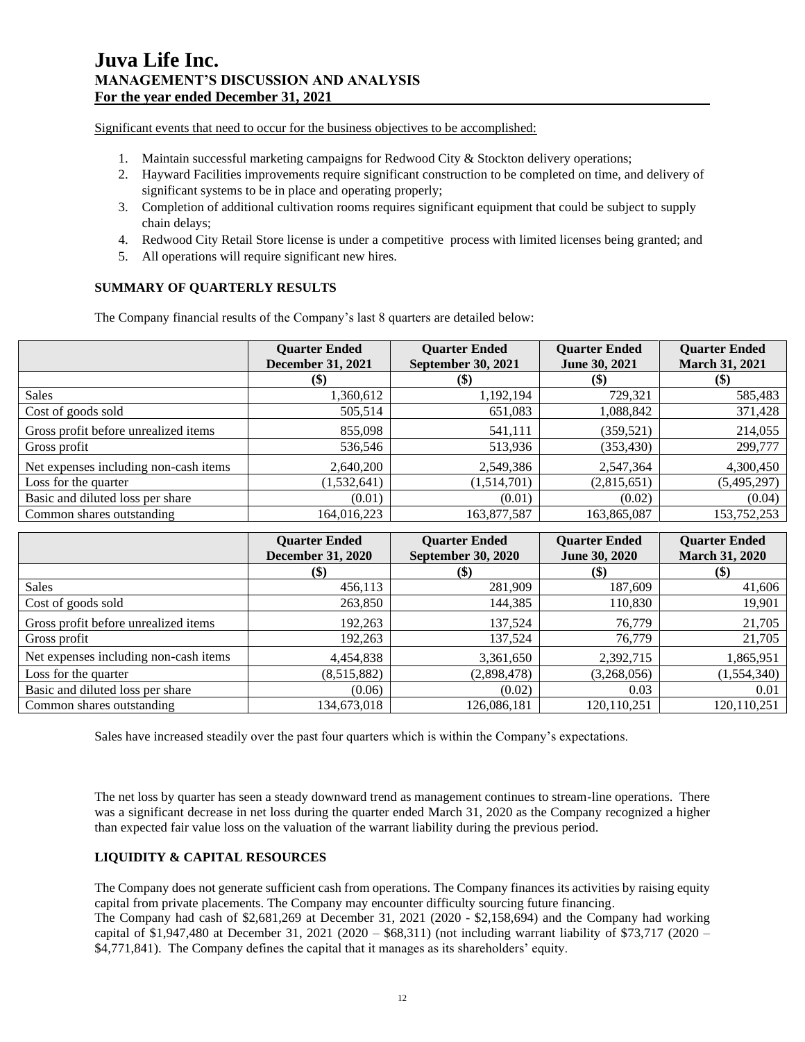Significant events that need to occur for the business objectives to be accomplished:

1. Maintain successful marketing campaigns for Redwood City & Stockton delivery operations;
2. Hayward Facilities improvements require significant construction to be completed on time, and delivery of significant systems to be in place and operating properly;
3. Completion of additional cultivation rooms requires significant equipment that could be subject to supply chain delays;
4. Redwood City Retail Store license is under a competitive process with limited licenses being granted; and
5. All operations will require significant new hires.

## SUMMARY OF QUARTERLY RESULTS

The Company financial results of the Company's last 8 quarters are detailed below:

| | Quarter Ended December 31, 2021 | Quarter Ended September 30, 2021 | Quarter Ended June 30, 2021 | Quarter Ended March 31, 2021 |
|---|---|---|---|---|
| | ($) | ($) | ($) | ($) |
| Sales | 1,360,612 | 1,192,194 | 729,321 | 585,483 |
| Cost of goods sold | 505,514 | 651,083 | 1,088,842 | 371,428 |
| Gross profit before unrealized items | 855,098 | 541,111 | (359,521) | 214,055 |
| Gross profit | 536,546 | 513,936 | (353,430) | 299,777 |
| Net expenses including non-cash items | 2,640,200 | 2,549,386 | 2,547,364 | 4,300,450 |
| Loss for the quarter | (1,532,641) | (1,514,701) | (2,815,651) | (5,495,297) |
| Basic and diluted loss per share | (0.01) | (0.01) | (0.02) | (0.04) |
| Common shares outstanding | 164,016,223 | 163,877,587 | 163,865,087 | 153,752,253 |

| | Quarter Ended December 31, 2020 | Quarter Ended September 30, 2020 | Quarter Ended June 30, 2020 | Quarter Ended March 31, 2020 |
|---|---|---|---|---|
| | ($) | ($) | ($) | ($) |
| Sales | 456,113 | 281,909 | 187,609 | 41,606 |
| Cost of goods sold | 263,850 | 144,385 | 110,830 | 19,901 |
| Gross profit before unrealized items | 192,263 | 137,524 | 76,779 | 21,705 |
| Gross profit | 192,263 | 137,524 | 76,779 | 21,705 |
| Net expenses including non-cash items | 4,454,838 | 3,361,650 | 2,392,715 | 1,865,951 |
| Loss for the quarter | (8,515,882) | (2,898,478) | (3,268,056) | (1,554,340) |
| Basic and diluted loss per share | (0.06) | (0.02) | 0.03 | 0.01 |
| Common shares outstanding | 134,673,018 | 126,086,181 | 120,110,251 | 120,110,251 |

Sales have increased steadily over the past four quarters which is within the Company's expectations.

The net loss by quarter has seen a steady downward trend as management continues to stream-line operations. There was a significant decrease in net loss during the quarter ended March 31, 2020 as the Company recognized a higher than expected fair value loss on the valuation of the warrant liability during the previous period.

## LIQUIDITY & CAPITAL RESOURCES

The Company does not generate sufficient cash from operations. The Company finances its activities by raising equity capital from private placements. The Company may encounter difficulty sourcing future financing.
The Company had cash of $2,681,269 at December 31, 2021 (2020 - $2,158,694) and the Company had working capital of $1,947,480 at December 31, 2021 (2020 – $68,311) (not including warrant liability of $73,717 (2020 – $4,771,841). The Company defines the capital that it manages as its shareholders' equity.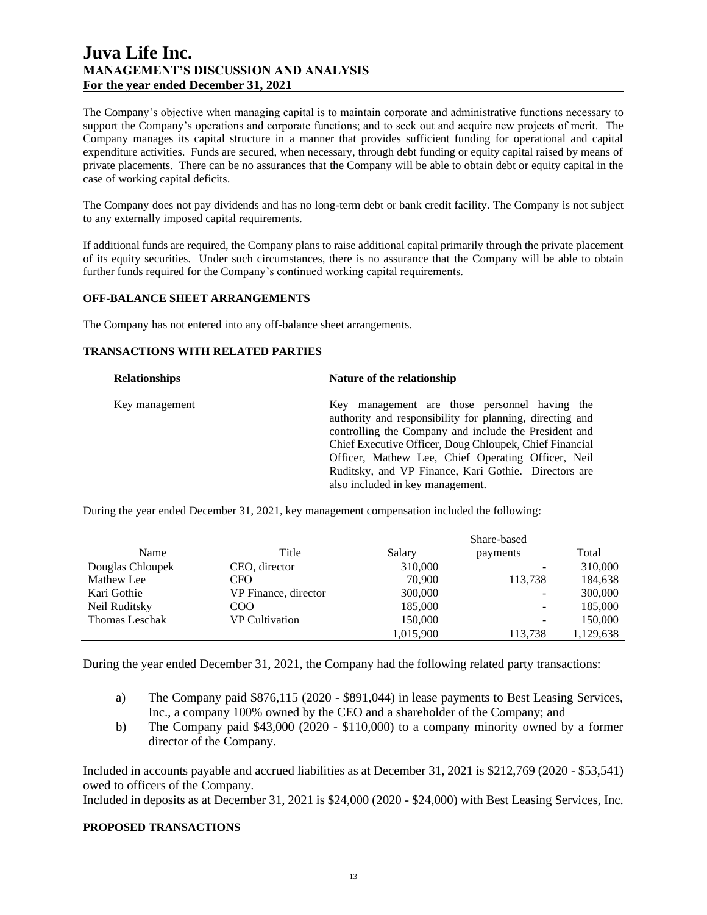The Company's objective when managing capital is to maintain corporate and administrative functions necessary to support the Company's operations and corporate functions; and to seek out and acquire new projects of merit. The Company manages its capital structure in a manner that provides sufficient funding for operational and capital expenditure activities. Funds are secured, when necessary, through debt funding or equity capital raised by means of private placements. There can be no assurances that the Company will be able to obtain debt or equity capital in the case of working capital deficits.

The Company does not pay dividends and has no long-term debt or bank credit facility. The Company is not subject to any externally imposed capital requirements.

If additional funds are required, the Company plans to raise additional capital primarily through the private placement of its equity securities. Under such circumstances, there is no assurance that the Company will be able to obtain further funds required for the Company's continued working capital requirements.

## OFF-BALANCE SHEET ARRANGEMENTS

The Company has not entered into any off-balance sheet arrangements.

## TRANSACTIONS WITH RELATED PARTIES

| Relationships | Nature of the relationship |
|---|---|
| Key management | Key management are those personnel having the authority and responsibility for planning, directing and controlling the Company and include the President and Chief Executive Officer, Doug Chloupek, Chief Financial Officer, Mathew Lee, Chief Operating Officer, Neil Ruditsky, and VP Finance, Kari Gothie. Directors are also included in key management. |

During the year ended December 31, 2021, key management compensation included the following:

| Name | Title | Salary | Share-based payments | Total |
|---|---|---|---|---|
| Douglas Chloupek | CEO, director | 310,000 | - | 310,000 |
| Mathew Lee | CFO | 70,900 | 113,738 | 184,638 |
| Kari Gothie | VP Finance, director | 300,000 | - | 300,000 |
| Neil Ruditsky | COO | 185,000 | - | 185,000 |
| Thomas Leschak | VP Cultivation | 150,000 | - | 150,000 |
| | | 1,015,900 | 113,738 | 1,129,638 |

During the year ended December 31, 2021, the Company had the following related party transactions:

a) The Company paid $876,115 (2020 - $891,044) in lease payments to Best Leasing Services, Inc., a company 100% owned by the CEO and a shareholder of the Company; and

b) The Company paid $43,000 (2020 - $110,000) to a company minority owned by a former director of the Company.

Included in accounts payable and accrued liabilities as at December 31, 2021 is $212,769 (2020 - $53,541) owed to officers of the Company.

Included in deposits as at December 31, 2021 is $24,000 (2020 - $24,000) with Best Leasing Services, Inc.

## PROPOSED TRANSACTIONS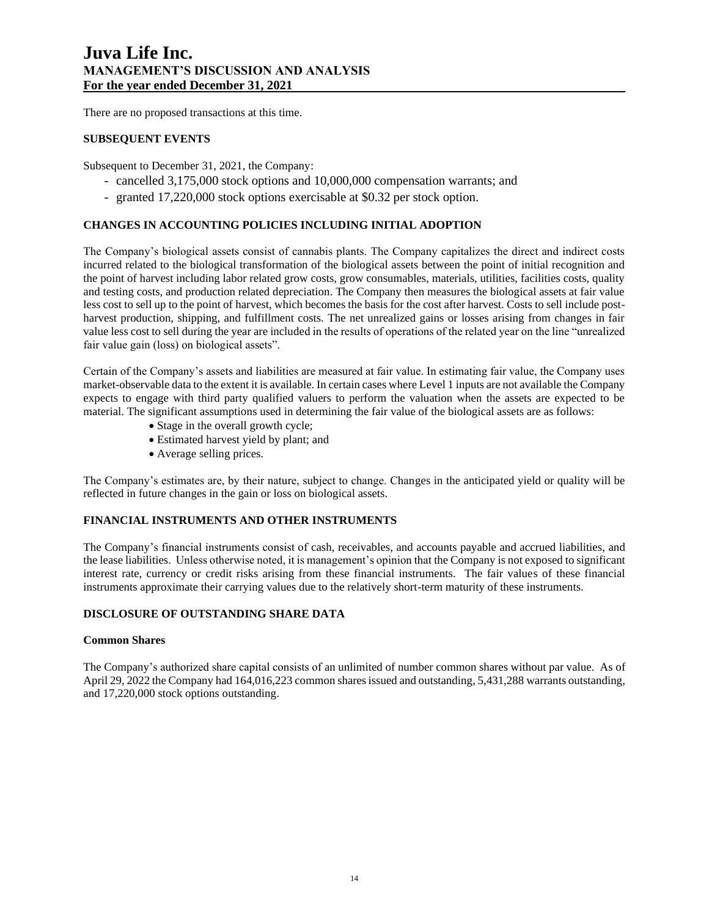There are no proposed transactions at this time.

## SUBSEQUENT EVENTS

Subsequent to December 31, 2021, the Company:

- cancelled 3,175,000 stock options and 10,000,000 compensation warrants; and
- granted 17,220,000 stock options exercisable at $0.32 per stock option.

## CHANGES IN ACCOUNTING POLICIES INCLUDING INITIAL ADOPTION

The Company's biological assets consist of cannabis plants. The Company capitalizes the direct and indirect costs incurred related to the biological transformation of the biological assets between the point of initial recognition and the point of harvest including labor related grow costs, grow consumables, materials, utilities, facilities costs, quality and testing costs, and production related depreciation. The Company then measures the biological assets at fair value less cost to sell up to the point of harvest, which becomes the basis for the cost after harvest. Costs to sell include post-harvest production, shipping, and fulfillment costs. The net unrealized gains or losses arising from changes in fair value less cost to sell during the year are included in the results of operations of the related year on the line "unrealized fair value gain (loss) on biological assets".

Certain of the Company's assets and liabilities are measured at fair value. In estimating fair value, the Company uses market-observable data to the extent it is available. In certain cases where Level 1 inputs are not available the Company expects to engage with third party qualified valuers to perform the valuation when the assets are expected to be material. The significant assumptions used in determining the fair value of the biological assets are as follows:

- Stage in the overall growth cycle;
- Estimated harvest yield by plant; and
- Average selling prices.

The Company's estimates are, by their nature, subject to change. Changes in the anticipated yield or quality will be reflected in future changes in the gain or loss on biological assets.

## FINANCIAL INSTRUMENTS AND OTHER INSTRUMENTS

The Company's financial instruments consist of cash, receivables, and accounts payable and accrued liabilities, and the lease liabilities. Unless otherwise noted, it is management's opinion that the Company is not exposed to significant interest rate, currency or credit risks arising from these financial instruments. The fair values of these financial instruments approximate their carrying values due to the relatively short-term maturity of these instruments.

## DISCLOSURE OF OUTSTANDING SHARE DATA

### Common Shares

The Company's authorized share capital consists of an unlimited of number common shares without par value. As of April 29, 2022 the Company had 164,016,223 common shares issued and outstanding, 5,431,288 warrants outstanding, and 17,220,000 stock options outstanding.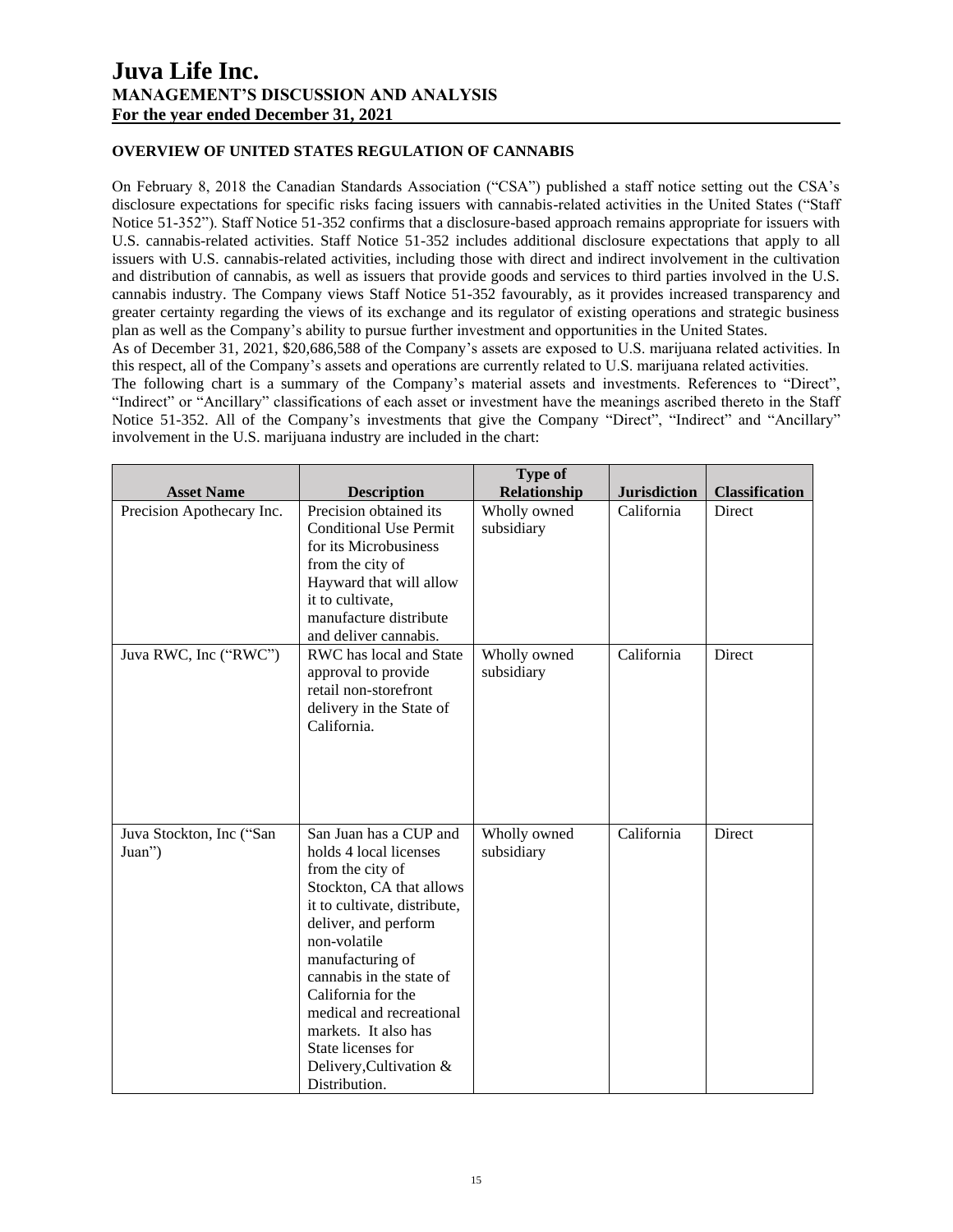## OVERVIEW OF UNITED STATES REGULATION OF CANNABIS

On February 8, 2018 the Canadian Standards Association ("CSA") published a staff notice setting out the CSA's disclosure expectations for specific risks facing issuers with cannabis-related activities in the United States ("Staff Notice 51-352"). Staff Notice 51-352 confirms that a disclosure-based approach remains appropriate for issuers with U.S. cannabis-related activities. Staff Notice 51-352 includes additional disclosure expectations that apply to all issuers with U.S. cannabis-related activities, including those with direct and indirect involvement in the cultivation and distribution of cannabis, as well as issuers that provide goods and services to third parties involved in the U.S. cannabis industry. The Company views Staff Notice 51-352 favourably, as it provides increased transparency and greater certainty regarding the views of its exchange and its regulator of existing operations and strategic business plan as well as the Company's ability to pursue further investment and opportunities in the United States.

As of December 31, 2021, $20,686,588 of the Company's assets are exposed to U.S. marijuana related activities. In this respect, all of the Company's assets and operations are currently related to U.S. marijuana related activities.

The following chart is a summary of the Company's material assets and investments. References to "Direct", "Indirect" or "Ancillary" classifications of each asset or investment have the meanings ascribed thereto in the Staff Notice 51-352. All of the Company's investments that give the Company "Direct", "Indirect" and "Ancillary" involvement in the U.S. marijuana industry are included in the chart:

| Asset Name | Description | Type of Relationship | Jurisdiction | Classification |
|---|---|---|---|---|
| Precision Apothecary Inc. | Precision obtained its Conditional Use Permit for its Microbusiness from the city of Hayward that will allow it to cultivate, manufacture distribute and deliver cannabis. | Wholly owned subsidiary | California | Direct |
| Juva RWC, Inc ("RWC") | RWC has local and State approval to provide retail non-storefront delivery in the State of California. | Wholly owned subsidiary | California | Direct |
| Juva Stockton, Inc ("San Juan") | San Juan has a CUP and holds 4 local licenses from the city of Stockton, CA that allows it to cultivate, distribute, deliver, and perform non-volatile manufacturing of cannabis in the state of California for the medical and recreational markets. It also has State licenses for Delivery,Cultivation & Distribution. | Wholly owned subsidiary | California | Direct |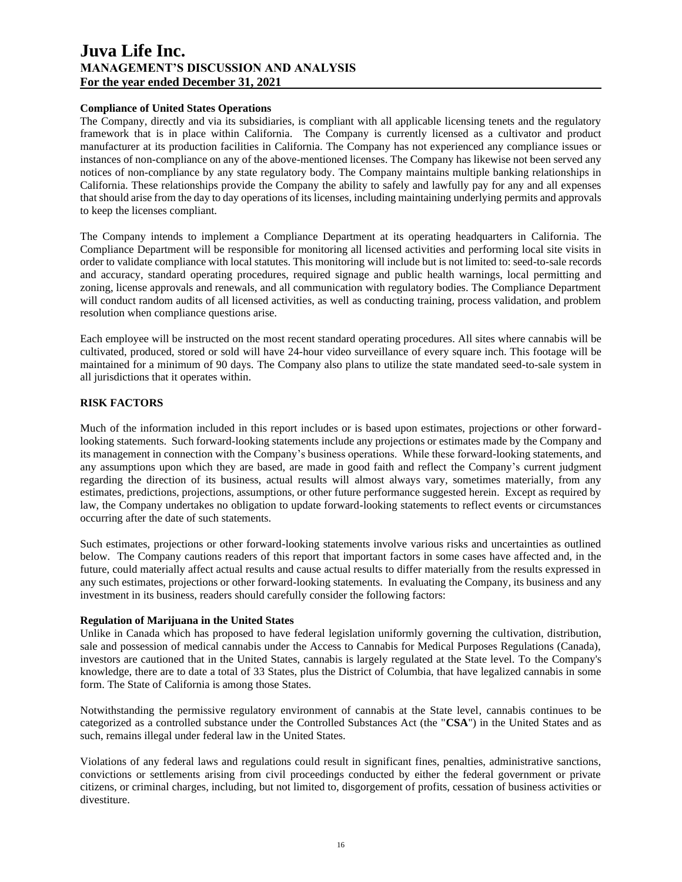**Compliance of United States Operations**

The Company, directly and via its subsidiaries, is compliant with all applicable licensing tenets and the regulatory framework that is in place within California. The Company is currently licensed as a cultivator and product manufacturer at its production facilities in California. The Company has not experienced any compliance issues or instances of non-compliance on any of the above-mentioned licenses. The Company has likewise not been served any notices of non-compliance by any state regulatory body. The Company maintains multiple banking relationships in California. These relationships provide the Company the ability to safely and lawfully pay for any and all expenses that should arise from the day to day operations of its licenses, including maintaining underlying permits and approvals to keep the licenses compliant.

The Company intends to implement a Compliance Department at its operating headquarters in California. The Compliance Department will be responsible for monitoring all licensed activities and performing local site visits in order to validate compliance with local statutes. This monitoring will include but is not limited to: seed-to-sale records and accuracy, standard operating procedures, required signage and public health warnings, local permitting and zoning, license approvals and renewals, and all communication with regulatory bodies. The Compliance Department will conduct random audits of all licensed activities, as well as conducting training, process validation, and problem resolution when compliance questions arise.

Each employee will be instructed on the most recent standard operating procedures. All sites where cannabis will be cultivated, produced, stored or sold will have 24-hour video surveillance of every square inch. This footage will be maintained for a minimum of 90 days. The Company also plans to utilize the state mandated seed-to-sale system in all jurisdictions that it operates within.

## RISK FACTORS

Much of the information included in this report includes or is based upon estimates, projections or other forward-looking statements. Such forward-looking statements include any projections or estimates made by the Company and its management in connection with the Company's business operations. While these forward-looking statements, and any assumptions upon which they are based, are made in good faith and reflect the Company's current judgment regarding the direction of its business, actual results will almost always vary, sometimes materially, from any estimates, predictions, projections, assumptions, or other future performance suggested herein. Except as required by law, the Company undertakes no obligation to update forward-looking statements to reflect events or circumstances occurring after the date of such statements.

Such estimates, projections or other forward-looking statements involve various risks and uncertainties as outlined below. The Company cautions readers of this report that important factors in some cases have affected and, in the future, could materially affect actual results and cause actual results to differ materially from the results expressed in any such estimates, projections or other forward-looking statements. In evaluating the Company, its business and any investment in its business, readers should carefully consider the following factors:

**Regulation of Marijuana in the United States**

Unlike in Canada which has proposed to have federal legislation uniformly governing the cultivation, distribution, sale and possession of medical cannabis under the Access to Cannabis for Medical Purposes Regulations (Canada), investors are cautioned that in the United States, cannabis is largely regulated at the State level. To the Company's knowledge, there are to date a total of 33 States, plus the District of Columbia, that have legalized cannabis in some form. The State of California is among those States.

Notwithstanding the permissive regulatory environment of cannabis at the State level, cannabis continues to be categorized as a controlled substance under the Controlled Substances Act (the "**CSA**") in the United States and as such, remains illegal under federal law in the United States.

Violations of any federal laws and regulations could result in significant fines, penalties, administrative sanctions, convictions or settlements arising from civil proceedings conducted by either the federal government or private citizens, or criminal charges, including, but not limited to, disgorgement of profits, cessation of business activities or divestiture.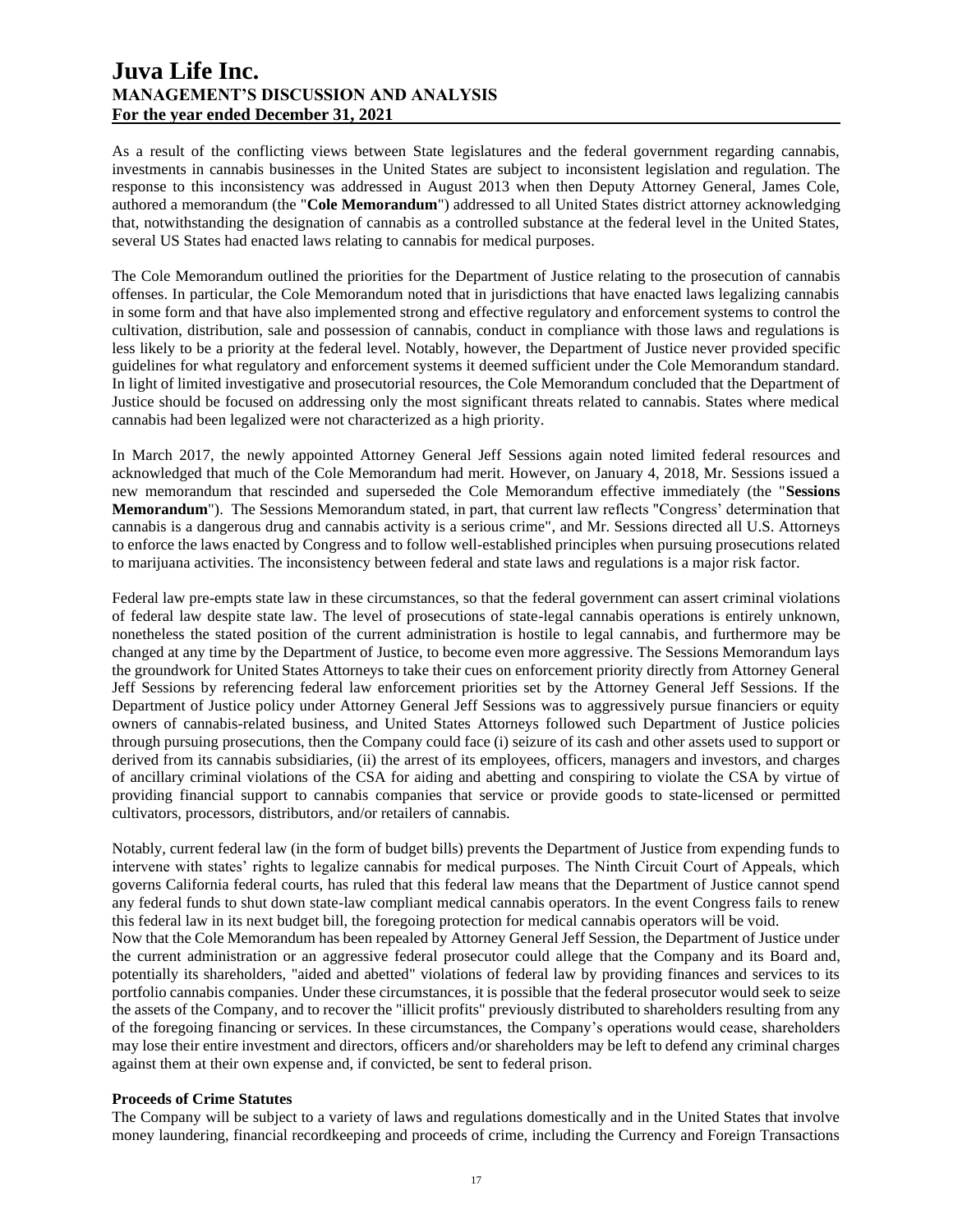As a result of the conflicting views between State legislatures and the federal government regarding cannabis, investments in cannabis businesses in the United States are subject to inconsistent legislation and regulation. The response to this inconsistency was addressed in August 2013 when then Deputy Attorney General, James Cole, authored a memorandum (the "**Cole Memorandum**") addressed to all United States district attorney acknowledging that, notwithstanding the designation of cannabis as a controlled substance at the federal level in the United States, several US States had enacted laws relating to cannabis for medical purposes.

The Cole Memorandum outlined the priorities for the Department of Justice relating to the prosecution of cannabis offenses. In particular, the Cole Memorandum noted that in jurisdictions that have enacted laws legalizing cannabis in some form and that have also implemented strong and effective regulatory and enforcement systems to control the cultivation, distribution, sale and possession of cannabis, conduct in compliance with those laws and regulations is less likely to be a priority at the federal level. Notably, however, the Department of Justice never provided specific guidelines for what regulatory and enforcement systems it deemed sufficient under the Cole Memorandum standard. In light of limited investigative and prosecutorial resources, the Cole Memorandum concluded that the Department of Justice should be focused on addressing only the most significant threats related to cannabis. States where medical cannabis had been legalized were not characterized as a high priority.

In March 2017, the newly appointed Attorney General Jeff Sessions again noted limited federal resources and acknowledged that much of the Cole Memorandum had merit. However, on January 4, 2018, Mr. Sessions issued a new memorandum that rescinded and superseded the Cole Memorandum effective immediately (the "**Sessions Memorandum**"). The Sessions Memorandum stated, in part, that current law reflects "Congress' determination that cannabis is a dangerous drug and cannabis activity is a serious crime", and Mr. Sessions directed all U.S. Attorneys to enforce the laws enacted by Congress and to follow well-established principles when pursuing prosecutions related to marijuana activities. The inconsistency between federal and state laws and regulations is a major risk factor.

Federal law pre-empts state law in these circumstances, so that the federal government can assert criminal violations of federal law despite state law. The level of prosecutions of state-legal cannabis operations is entirely unknown, nonetheless the stated position of the current administration is hostile to legal cannabis, and furthermore may be changed at any time by the Department of Justice, to become even more aggressive. The Sessions Memorandum lays the groundwork for United States Attorneys to take their cues on enforcement priority directly from Attorney General Jeff Sessions by referencing federal law enforcement priorities set by the Attorney General Jeff Sessions. If the Department of Justice policy under Attorney General Jeff Sessions was to aggressively pursue financiers or equity owners of cannabis-related business, and United States Attorneys followed such Department of Justice policies through pursuing prosecutions, then the Company could face (i) seizure of its cash and other assets used to support or derived from its cannabis subsidiaries, (ii) the arrest of its employees, officers, managers and investors, and charges of ancillary criminal violations of the CSA for aiding and abetting and conspiring to violate the CSA by virtue of providing financial support to cannabis companies that service or provide goods to state-licensed or permitted cultivators, processors, distributors, and/or retailers of cannabis.

Notably, current federal law (in the form of budget bills) prevents the Department of Justice from expending funds to intervene with states' rights to legalize cannabis for medical purposes. The Ninth Circuit Court of Appeals, which governs California federal courts, has ruled that this federal law means that the Department of Justice cannot spend any federal funds to shut down state-law compliant medical cannabis operators. In the event Congress fails to renew this federal law in its next budget bill, the foregoing protection for medical cannabis operators will be void.
Now that the Cole Memorandum has been repealed by Attorney General Jeff Session, the Department of Justice under the current administration or an aggressive federal prosecutor could allege that the Company and its Board and, potentially its shareholders, "aided and abetted" violations of federal law by providing finances and services to its portfolio cannabis companies. Under these circumstances, it is possible that the federal prosecutor would seek to seize the assets of the Company, and to recover the "illicit profits" previously distributed to shareholders resulting from any of the foregoing financing or services. In these circumstances, the Company's operations would cease, shareholders may lose their entire investment and directors, officers and/or shareholders may be left to defend any criminal charges against them at their own expense and, if convicted, be sent to federal prison.

**Proceeds of Crime Statutes**

The Company will be subject to a variety of laws and regulations domestically and in the United States that involve money laundering, financial recordkeeping and proceeds of crime, including the Currency and Foreign Transactions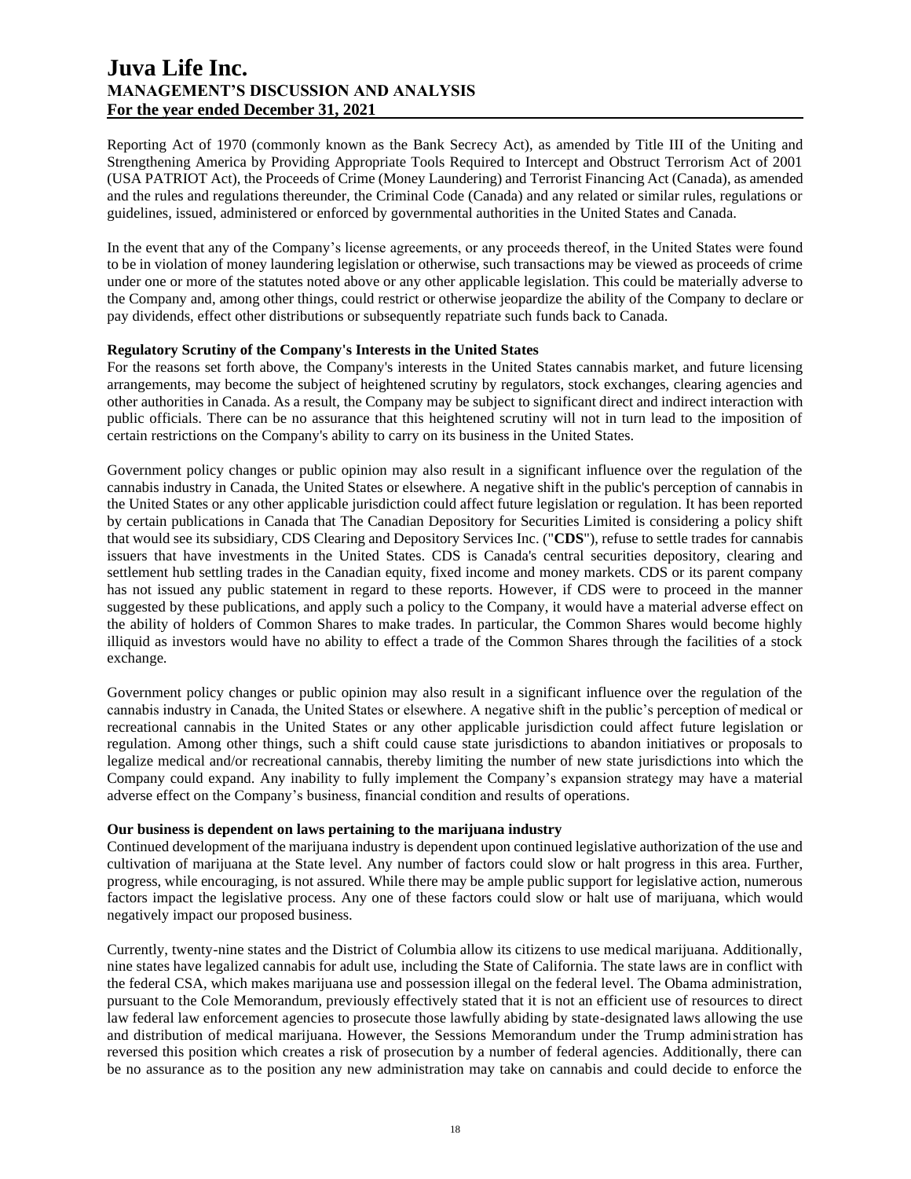Reporting Act of 1970 (commonly known as the Bank Secrecy Act), as amended by Title III of the Uniting and Strengthening America by Providing Appropriate Tools Required to Intercept and Obstruct Terrorism Act of 2001 (USA PATRIOT Act), the Proceeds of Crime (Money Laundering) and Terrorist Financing Act (Canada), as amended and the rules and regulations thereunder, the Criminal Code (Canada) and any related or similar rules, regulations or guidelines, issued, administered or enforced by governmental authorities in the United States and Canada.

In the event that any of the Company's license agreements, or any proceeds thereof, in the United States were found to be in violation of money laundering legislation or otherwise, such transactions may be viewed as proceeds of crime under one or more of the statutes noted above or any other applicable legislation. This could be materially adverse to the Company and, among other things, could restrict or otherwise jeopardize the ability of the Company to declare or pay dividends, effect other distributions or subsequently repatriate such funds back to Canada.

**Regulatory Scrutiny of the Company's Interests in the United States**

For the reasons set forth above, the Company's interests in the United States cannabis market, and future licensing arrangements, may become the subject of heightened scrutiny by regulators, stock exchanges, clearing agencies and other authorities in Canada. As a result, the Company may be subject to significant direct and indirect interaction with public officials. There can be no assurance that this heightened scrutiny will not in turn lead to the imposition of certain restrictions on the Company's ability to carry on its business in the United States.

Government policy changes or public opinion may also result in a significant influence over the regulation of the cannabis industry in Canada, the United States or elsewhere. A negative shift in the public's perception of cannabis in the United States or any other applicable jurisdiction could affect future legislation or regulation. It has been reported by certain publications in Canada that The Canadian Depository for Securities Limited is considering a policy shift that would see its subsidiary, CDS Clearing and Depository Services Inc. ("**CDS**"), refuse to settle trades for cannabis issuers that have investments in the United States. CDS is Canada's central securities depository, clearing and settlement hub settling trades in the Canadian equity, fixed income and money markets. CDS or its parent company has not issued any public statement in regard to these reports. However, if CDS were to proceed in the manner suggested by these publications, and apply such a policy to the Company, it would have a material adverse effect on the ability of holders of Common Shares to make trades. In particular, the Common Shares would become highly illiquid as investors would have no ability to effect a trade of the Common Shares through the facilities of a stock exchange.

Government policy changes or public opinion may also result in a significant influence over the regulation of the cannabis industry in Canada, the United States or elsewhere. A negative shift in the public's perception of medical or recreational cannabis in the United States or any other applicable jurisdiction could affect future legislation or regulation. Among other things, such a shift could cause state jurisdictions to abandon initiatives or proposals to legalize medical and/or recreational cannabis, thereby limiting the number of new state jurisdictions into which the Company could expand. Any inability to fully implement the Company's expansion strategy may have a material adverse effect on the Company's business, financial condition and results of operations.

**Our business is dependent on laws pertaining to the marijuana industry**

Continued development of the marijuana industry is dependent upon continued legislative authorization of the use and cultivation of marijuana at the State level. Any number of factors could slow or halt progress in this area. Further, progress, while encouraging, is not assured. While there may be ample public support for legislative action, numerous factors impact the legislative process. Any one of these factors could slow or halt use of marijuana, which would negatively impact our proposed business.

Currently, twenty-nine states and the District of Columbia allow its citizens to use medical marijuana. Additionally, nine states have legalized cannabis for adult use, including the State of California. The state laws are in conflict with the federal CSA, which makes marijuana use and possession illegal on the federal level. The Obama administration, pursuant to the Cole Memorandum, previously effectively stated that it is not an efficient use of resources to direct law federal law enforcement agencies to prosecute those lawfully abiding by state-designated laws allowing the use and distribution of medical marijuana. However, the Sessions Memorandum under the Trump administration has reversed this position which creates a risk of prosecution by a number of federal agencies. Additionally, there can be no assurance as to the position any new administration may take on cannabis and could decide to enforce the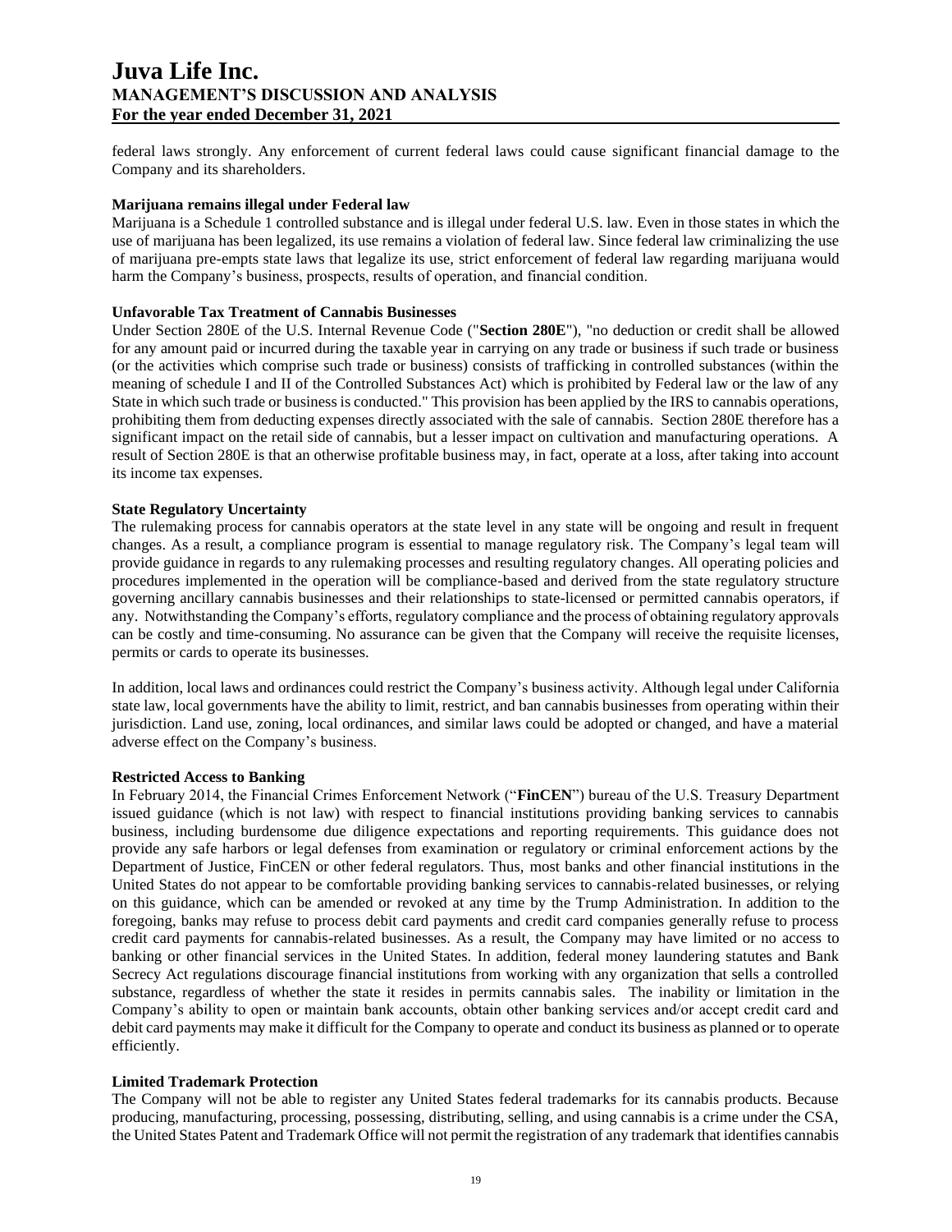federal laws strongly. Any enforcement of current federal laws could cause significant financial damage to the Company and its shareholders.

**Marijuana remains illegal under Federal law**

Marijuana is a Schedule 1 controlled substance and is illegal under federal U.S. law. Even in those states in which the use of marijuana has been legalized, its use remains a violation of federal law. Since federal law criminalizing the use of marijuana pre-empts state laws that legalize its use, strict enforcement of federal law regarding marijuana would harm the Company's business, prospects, results of operation, and financial condition.

**Unfavorable Tax Treatment of Cannabis Businesses**

Under Section 280E of the U.S. Internal Revenue Code ("**Section 280E**"), "no deduction or credit shall be allowed for any amount paid or incurred during the taxable year in carrying on any trade or business if such trade or business (or the activities which comprise such trade or business) consists of trafficking in controlled substances (within the meaning of schedule I and II of the Controlled Substances Act) which is prohibited by Federal law or the law of any State in which such trade or business is conducted." This provision has been applied by the IRS to cannabis operations, prohibiting them from deducting expenses directly associated with the sale of cannabis. Section 280E therefore has a significant impact on the retail side of cannabis, but a lesser impact on cultivation and manufacturing operations. A result of Section 280E is that an otherwise profitable business may, in fact, operate at a loss, after taking into account its income tax expenses.

**State Regulatory Uncertainty**

The rulemaking process for cannabis operators at the state level in any state will be ongoing and result in frequent changes. As a result, a compliance program is essential to manage regulatory risk. The Company's legal team will provide guidance in regards to any rulemaking processes and resulting regulatory changes. All operating policies and procedures implemented in the operation will be compliance-based and derived from the state regulatory structure governing ancillary cannabis businesses and their relationships to state-licensed or permitted cannabis operators, if any. Notwithstanding the Company's efforts, regulatory compliance and the process of obtaining regulatory approvals can be costly and time-consuming. No assurance can be given that the Company will receive the requisite licenses, permits or cards to operate its businesses.

In addition, local laws and ordinances could restrict the Company's business activity. Although legal under California state law, local governments have the ability to limit, restrict, and ban cannabis businesses from operating within their jurisdiction. Land use, zoning, local ordinances, and similar laws could be adopted or changed, and have a material adverse effect on the Company's business.

**Restricted Access to Banking**

In February 2014, the Financial Crimes Enforcement Network ("**FinCEN**") bureau of the U.S. Treasury Department issued guidance (which is not law) with respect to financial institutions providing banking services to cannabis business, including burdensome due diligence expectations and reporting requirements. This guidance does not provide any safe harbors or legal defenses from examination or regulatory or criminal enforcement actions by the Department of Justice, FinCEN or other federal regulators. Thus, most banks and other financial institutions in the United States do not appear to be comfortable providing banking services to cannabis-related businesses, or relying on this guidance, which can be amended or revoked at any time by the Trump Administration. In addition to the foregoing, banks may refuse to process debit card payments and credit card companies generally refuse to process credit card payments for cannabis-related businesses. As a result, the Company may have limited or no access to banking or other financial services in the United States. In addition, federal money laundering statutes and Bank Secrecy Act regulations discourage financial institutions from working with any organization that sells a controlled substance, regardless of whether the state it resides in permits cannabis sales. The inability or limitation in the Company's ability to open or maintain bank accounts, obtain other banking services and/or accept credit card and debit card payments may make it difficult for the Company to operate and conduct its business as planned or to operate efficiently.

**Limited Trademark Protection**

The Company will not be able to register any United States federal trademarks for its cannabis products. Because producing, manufacturing, processing, possessing, distributing, selling, and using cannabis is a crime under the CSA, the United States Patent and Trademark Office will not permit the registration of any trademark that identifies cannabis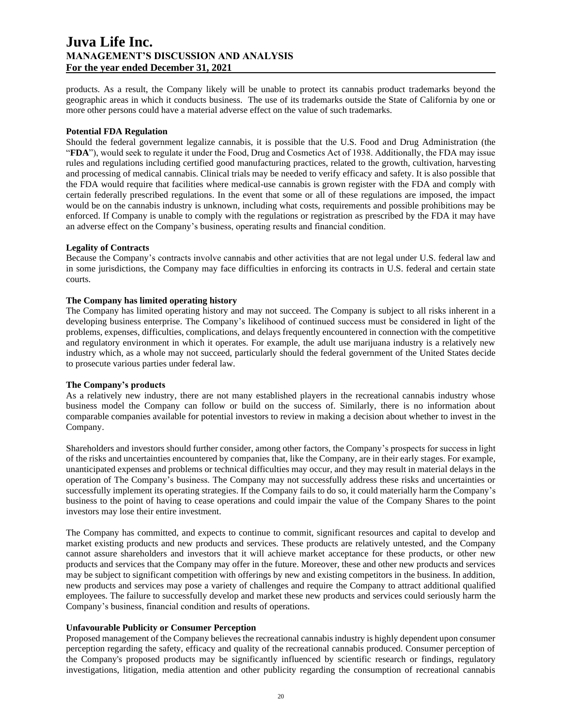products. As a result, the Company likely will be unable to protect its cannabis product trademarks beyond the geographic areas in which it conducts business. The use of its trademarks outside the State of California by one or more other persons could have a material adverse effect on the value of such trademarks.

**Potential FDA Regulation**

Should the federal government legalize cannabis, it is possible that the U.S. Food and Drug Administration (the "**FDA**"), would seek to regulate it under the Food, Drug and Cosmetics Act of 1938. Additionally, the FDA may issue rules and regulations including certified good manufacturing practices, related to the growth, cultivation, harvesting and processing of medical cannabis. Clinical trials may be needed to verify efficacy and safety. It is also possible that the FDA would require that facilities where medical-use cannabis is grown register with the FDA and comply with certain federally prescribed regulations. In the event that some or all of these regulations are imposed, the impact would be on the cannabis industry is unknown, including what costs, requirements and possible prohibitions may be enforced. If Company is unable to comply with the regulations or registration as prescribed by the FDA it may have an adverse effect on the Company's business, operating results and financial condition.

**Legality of Contracts**

Because the Company's contracts involve cannabis and other activities that are not legal under U.S. federal law and in some jurisdictions, the Company may face difficulties in enforcing its contracts in U.S. federal and certain state courts.

**The Company has limited operating history**

The Company has limited operating history and may not succeed. The Company is subject to all risks inherent in a developing business enterprise. The Company's likelihood of continued success must be considered in light of the problems, expenses, difficulties, complications, and delays frequently encountered in connection with the competitive and regulatory environment in which it operates. For example, the adult use marijuana industry is a relatively new industry which, as a whole may not succeed, particularly should the federal government of the United States decide to prosecute various parties under federal law.

**The Company's products**

As a relatively new industry, there are not many established players in the recreational cannabis industry whose business model the Company can follow or build on the success of. Similarly, there is no information about comparable companies available for potential investors to review in making a decision about whether to invest in the Company.

Shareholders and investors should further consider, among other factors, the Company's prospects for success in light of the risks and uncertainties encountered by companies that, like the Company, are in their early stages. For example, unanticipated expenses and problems or technical difficulties may occur, and they may result in material delays in the operation of The Company's business. The Company may not successfully address these risks and uncertainties or successfully implement its operating strategies. If the Company fails to do so, it could materially harm the Company's business to the point of having to cease operations and could impair the value of the Company Shares to the point investors may lose their entire investment.

The Company has committed, and expects to continue to commit, significant resources and capital to develop and market existing products and new products and services. These products are relatively untested, and the Company cannot assure shareholders and investors that it will achieve market acceptance for these products, or other new products and services that the Company may offer in the future. Moreover, these and other new products and services may be subject to significant competition with offerings by new and existing competitors in the business. In addition, new products and services may pose a variety of challenges and require the Company to attract additional qualified employees. The failure to successfully develop and market these new products and services could seriously harm the Company's business, financial condition and results of operations.

**Unfavourable Publicity or Consumer Perception**

Proposed management of the Company believes the recreational cannabis industry is highly dependent upon consumer perception regarding the safety, efficacy and quality of the recreational cannabis produced. Consumer perception of the Company's proposed products may be significantly influenced by scientific research or findings, regulatory investigations, litigation, media attention and other publicity regarding the consumption of recreational cannabis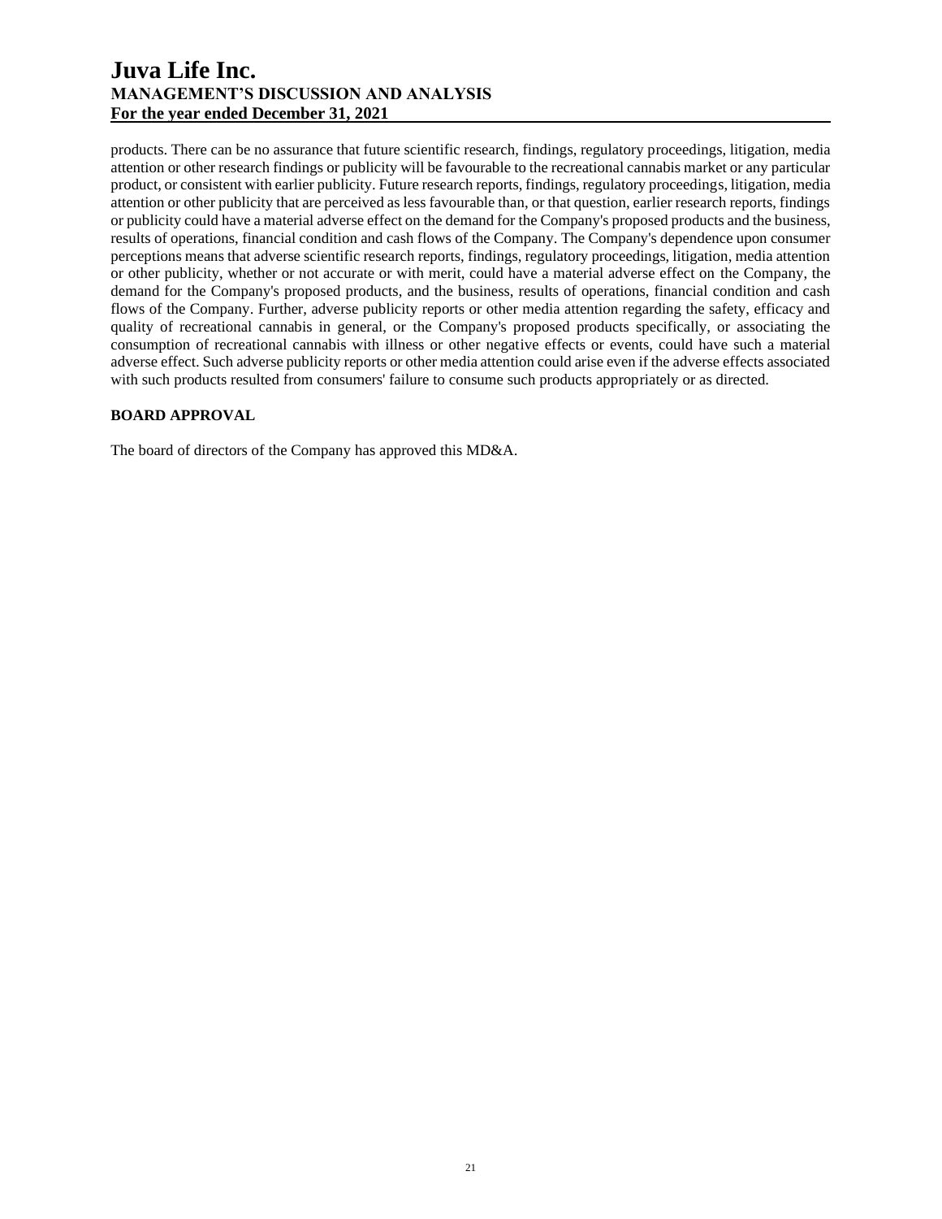products. There can be no assurance that future scientific research, findings, regulatory proceedings, litigation, media attention or other research findings or publicity will be favourable to the recreational cannabis market or any particular product, or consistent with earlier publicity. Future research reports, findings, regulatory proceedings, litigation, media attention or other publicity that are perceived as less favourable than, or that question, earlier research reports, findings or publicity could have a material adverse effect on the demand for the Company's proposed products and the business, results of operations, financial condition and cash flows of the Company. The Company's dependence upon consumer perceptions means that adverse scientific research reports, findings, regulatory proceedings, litigation, media attention or other publicity, whether or not accurate or with merit, could have a material adverse effect on the Company, the demand for the Company's proposed products, and the business, results of operations, financial condition and cash flows of the Company. Further, adverse publicity reports or other media attention regarding the safety, efficacy and quality of recreational cannabis in general, or the Company's proposed products specifically, or associating the consumption of recreational cannabis with illness or other negative effects or events, could have such a material adverse effect. Such adverse publicity reports or other media attention could arise even if the adverse effects associated with such products resulted from consumers' failure to consume such products appropriately or as directed.

## BOARD APPROVAL

The board of directors of the Company has approved this MD&A.